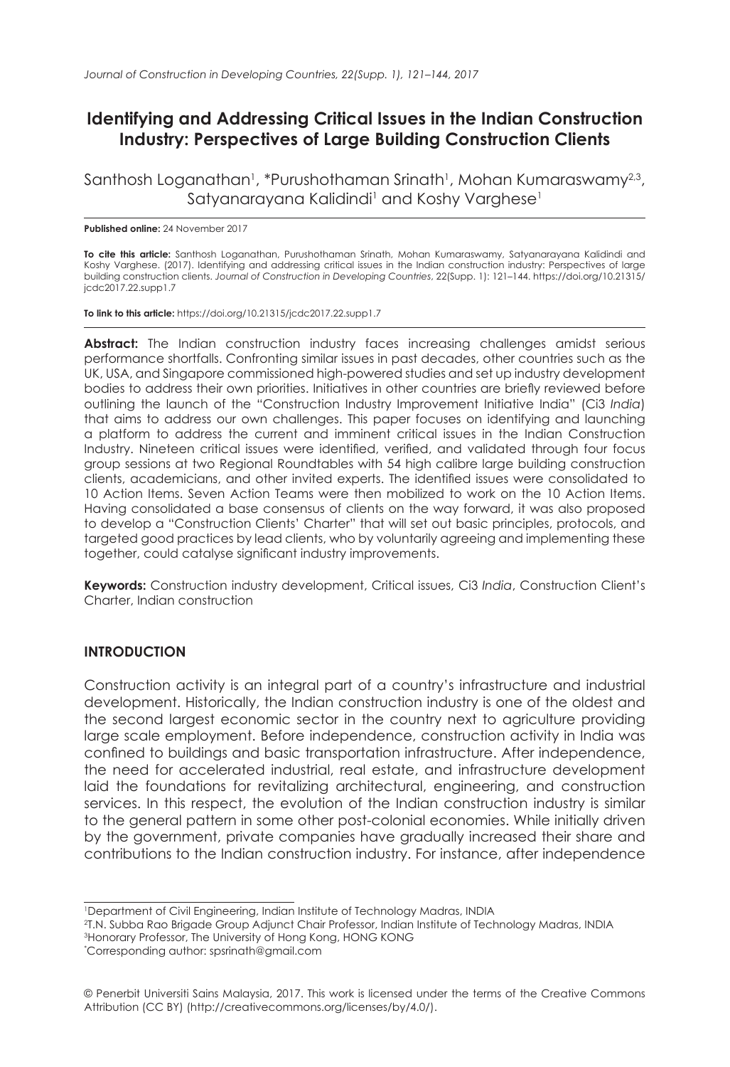# Identifying and Addressing Critical Issues in the Indian Construction Industry: Perspectives of Large Building Construction Clients

Santhosh Loganathan[1], *Purushothaman Srinath[1], Mohan Kumaraswamy[2,3], Satyanarayana Kalidindi[1] and Koshy Varghese[1]

**Published online:** 24 November 2017

**To cite this article:** Santhosh Loganathan, Purushothaman Srinath, Mohan Kumaraswamy, Satyanarayana Kalidindi and Koshy Varghese. (2017). Identifying and addressing critical issues in the Indian construction industry: Perspectives of large building construction clients. *Journal of Construction in Developing Countries*, 22(Supp. 1): 121–144. https://doi.org/10.21315/jcdc2017.22.supp1.7

**To link to this article:** https://doi.org/10.21315/jcdc2017.22.supp1.7

**Abstract:** The Indian construction industry faces increasing challenges amidst serious performance shortfalls. Confronting similar issues in past decades, other countries such as the UK, USA, and Singapore commissioned high-powered studies and set up industry development bodies to address their own priorities. Initiatives in other countries are briefly reviewed before outlining the launch of the "Construction Industry Improvement Initiative India" (Ci3 *India*) that aims to address our own challenges. This paper focuses on identifying and launching a platform to address the current and imminent critical issues in the Indian Construction Industry. Nineteen critical issues were identified, verified, and validated through four focus group sessions at two Regional Roundtables with 54 high calibre large building construction clients, academicians, and other invited experts. The identified issues were consolidated to 10 Action Items. Seven Action Teams were then mobilized to work on the 10 Action Items. Having consolidated a base consensus of clients on the way forward, it was also proposed to develop a "Construction Clients' Charter" that will set out basic principles, protocols, and targeted good practices by lead clients, who by voluntarily agreeing and implementing these together, could catalyse significant industry improvements.

**Keywords:** Construction industry development, Critical issues, Ci3 *India*, Construction Client's Charter, Indian construction

## INTRODUCTION

Construction activity is an integral part of a country's infrastructure and industrial development. Historically, the Indian construction industry is one of the oldest and the second largest economic sector in the country next to agriculture providing large scale employment. Before independence, construction activity in India was confined to buildings and basic transportation infrastructure. After independence, the need for accelerated industrial, real estate, and infrastructure development laid the foundations for revitalizing architectural, engineering, and construction services. In this respect, the evolution of the Indian construction industry is similar to the general pattern in some other post-colonial economies. While initially driven by the government, private companies have gradually increased their share and contributions to the Indian construction industry. For instance, after independence

---

[1]Department of Civil Engineering, Indian Institute of Technology Madras, INDIA
[2]T.N. Subba Rao Brigade Group Adjunct Chair Professor, Indian Institute of Technology Madras, INDIA
[3]Honorary Professor, The University of Hong Kong, HONG KONG
*Corresponding author: spsrinath@gmail.com

© Penerbit Universiti Sains Malaysia, 2017. This work is licensed under the terms of the Creative Commons Attribution (CC BY) (http://creativecommons.org/licenses/by/4.0/).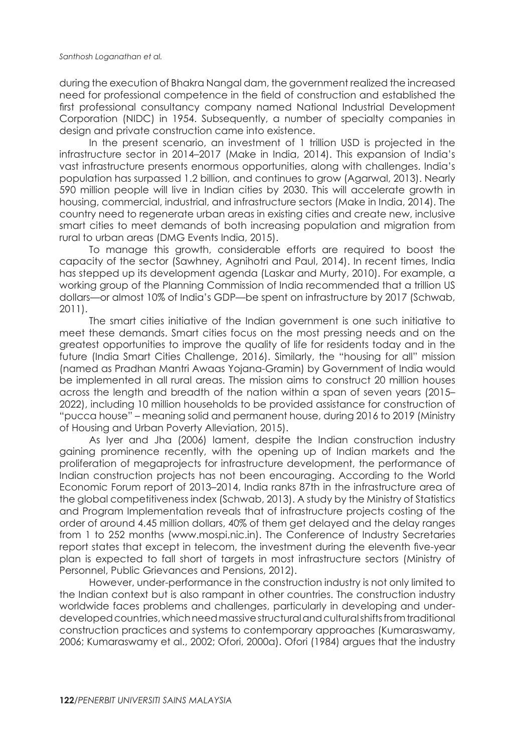during the execution of Bhakra Nangal dam, the government realized the increased need for professional competence in the field of construction and established the first professional consultancy company named National Industrial Development Corporation (NIDC) in 1954. Subsequently, a number of specialty companies in design and private construction came into existence.

In the present scenario, an investment of 1 trillion USD is projected in the infrastructure sector in 2014–2017 (Make in India, 2014). This expansion of India's vast infrastructure presents enormous opportunities, along with challenges. India's population has surpassed 1.2 billion, and continues to grow (Agarwal, 2013). Nearly 590 million people will live in Indian cities by 2030. This will accelerate growth in housing, commercial, industrial, and infrastructure sectors (Make in India, 2014). The country need to regenerate urban areas in existing cities and create new, inclusive smart cities to meet demands of both increasing population and migration from rural to urban areas (DMG Events India, 2015).

To manage this growth, considerable efforts are required to boost the capacity of the sector (Sawhney, Agnihotri and Paul, 2014). In recent times, India has stepped up its development agenda (Laskar and Murty, 2010). For example, a working group of the Planning Commission of India recommended that a trillion US dollars—or almost 10% of India's GDP—be spent on infrastructure by 2017 (Schwab, 2011).

The smart cities initiative of the Indian government is one such initiative to meet these demands. Smart cities focus on the most pressing needs and on the greatest opportunities to improve the quality of life for residents today and in the future (India Smart Cities Challenge, 2016). Similarly, the "housing for all" mission (named as Pradhan Mantri Awaas Yojana-Gramin) by Government of India would be implemented in all rural areas. The mission aims to construct 20 million houses across the length and breadth of the nation within a span of seven years (2015–2022), including 10 million households to be provided assistance for construction of "pucca house" – meaning solid and permanent house, during 2016 to 2019 (Ministry of Housing and Urban Poverty Alleviation, 2015).

As Iyer and Jha (2006) lament, despite the Indian construction industry gaining prominence recently, with the opening up of Indian markets and the proliferation of megaprojects for infrastructure development, the performance of Indian construction projects has not been encouraging. According to the World Economic Forum report of 2013–2014, India ranks 87th in the infrastructure area of the global competitiveness index (Schwab, 2013). A study by the Ministry of Statistics and Program Implementation reveals that of infrastructure projects costing of the order of around 4.45 million dollars, 40% of them get delayed and the delay ranges from 1 to 252 months (www.mospi.nic.in). The Conference of Industry Secretaries report states that except in telecom, the investment during the eleventh five-year plan is expected to fall short of targets in most infrastructure sectors (Ministry of Personnel, Public Grievances and Pensions, 2012).

However, under-performance in the construction industry is not only limited to the Indian context but is also rampant in other countries. The construction industry worldwide faces problems and challenges, particularly in developing and under-developed countries, which need massive structural and cultural shifts from traditional construction practices and systems to contemporary approaches (Kumaraswamy, 2006; Kumaraswamy et al., 2002; Ofori, 2000a). Ofori (1984) argues that the industry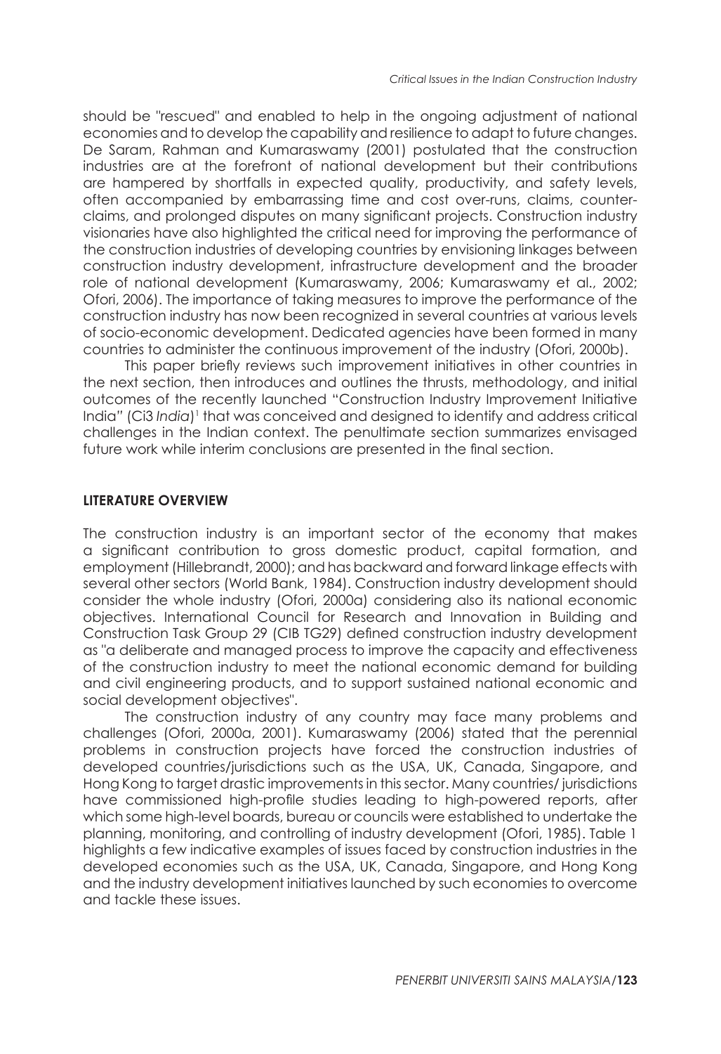should be "rescued" and enabled to help in the ongoing adjustment of national economies and to develop the capability and resilience to adapt to future changes. De Saram, Rahman and Kumaraswamy (2001) postulated that the construction industries are at the forefront of national development but their contributions are hampered by shortfalls in expected quality, productivity, and safety levels, often accompanied by embarrassing time and cost over-runs, claims, counter-claims, and prolonged disputes on many significant projects. Construction industry visionaries have also highlighted the critical need for improving the performance of the construction industries of developing countries by envisioning linkages between construction industry development, infrastructure development and the broader role of national development (Kumaraswamy, 2006; Kumaraswamy et al., 2002; Ofori, 2006). The importance of taking measures to improve the performance of the construction industry has now been recognized in several countries at various levels of socio-economic development. Dedicated agencies have been formed in many countries to administer the continuous improvement of the industry (Ofori, 2000b).

This paper briefly reviews such improvement initiatives in other countries in the next section, then introduces and outlines the thrusts, methodology, and initial outcomes of the recently launched "Construction Industry Improvement Initiative India" (Ci3 *India*)[1] that was conceived and designed to identify and address critical challenges in the Indian context. The penultimate section summarizes envisaged future work while interim conclusions are presented in the final section.

## LITERATURE OVERVIEW

The construction industry is an important sector of the economy that makes a significant contribution to gross domestic product, capital formation, and employment (Hillebrandt, 2000); and has backward and forward linkage effects with several other sectors (World Bank, 1984). Construction industry development should consider the whole industry (Ofori, 2000a) considering also its national economic objectives. International Council for Research and Innovation in Building and Construction Task Group 29 (CIB TG29) defined construction industry development as "a deliberate and managed process to improve the capacity and effectiveness of the construction industry to meet the national economic demand for building and civil engineering products, and to support sustained national economic and social development objectives".

The construction industry of any country may face many problems and challenges (Ofori, 2000a, 2001). Kumaraswamy (2006) stated that the perennial problems in construction projects have forced the construction industries of developed countries/jurisdictions such as the USA, UK, Canada, Singapore, and Hong Kong to target drastic improvements in this sector. Many countries/ jurisdictions have commissioned high-profile studies leading to high-powered reports, after which some high-level boards, bureau or councils were established to undertake the planning, monitoring, and controlling of industry development (Ofori, 1985). Table 1 highlights a few indicative examples of issues faced by construction industries in the developed economies such as the USA, UK, Canada, Singapore, and Hong Kong and the industry development initiatives launched by such economies to overcome and tackle these issues.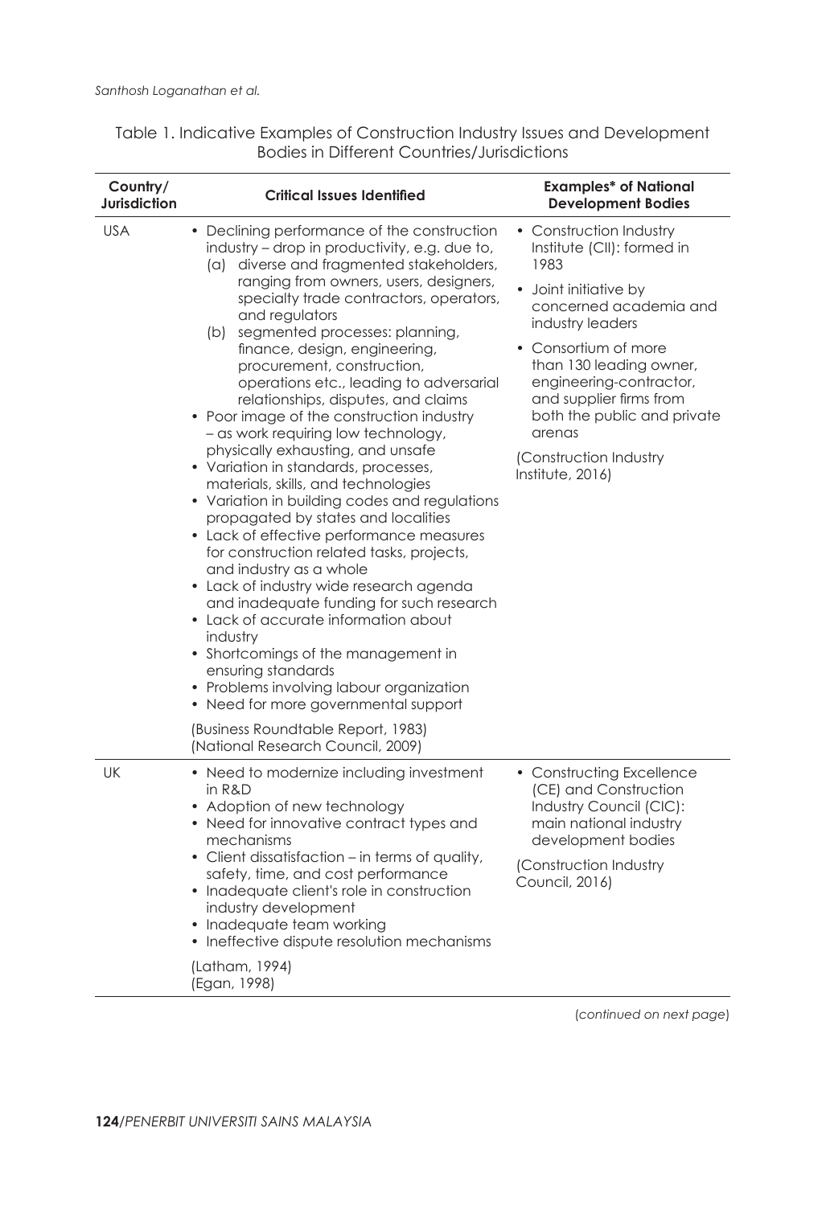Table 1. Indicative Examples of Construction Industry Issues and Development Bodies in Different Countries/Jurisdictions

| Country/ Jurisdiction | Critical Issues Identified | Examples* of National Development Bodies |
|---|---|---|
| USA | • Declining performance of the construction industry – drop in productivity, e.g. due to, (a) diverse and fragmented stakeholders, ranging from owners, users, designers, specialty trade contractors, operators, and regulators (b) segmented processes: planning, finance, design, engineering, procurement, construction, operations etc., leading to adversarial relationships, disputes, and claims<br>• Poor image of the construction industry – as work requiring low technology, physically exhausting, and unsafe<br>• Variation in standards, processes, materials, skills, and technologies<br>• Variation in building codes and regulations propagated by states and localities<br>• Lack of effective performance measures for construction related tasks, projects, and industry as a whole<br>• Lack of industry wide research agenda and inadequate funding for such research<br>• Lack of accurate information about industry<br>• Shortcomings of the management in ensuring standards<br>• Problems involving labour organization<br>• Need for more governmental support<br>(Business Roundtable Report, 1983)<br>(National Research Council, 2009) | • Construction Industry Institute (CII): formed in 1983<br>• Joint initiative by concerned academia and industry leaders<br>• Consortium of more than 130 leading owner, engineering-contractor, and supplier firms from both the public and private arenas<br>(Construction Industry Institute, 2016) |
| UK | • Need to modernize including investment in R&D<br>• Adoption of new technology<br>• Need for innovative contract types and mechanisms<br>• Client dissatisfaction – in terms of quality, safety, time, and cost performance<br>• Inadequate client's role in construction industry development<br>• Inadequate team working<br>• Ineffective dispute resolution mechanisms<br>(Latham, 1994)<br>(Egan, 1998) | • Constructing Excellence (CE) and Construction Industry Council (CIC): main national industry development bodies<br>(Construction Industry Council, 2016) |

(*continued on next page*)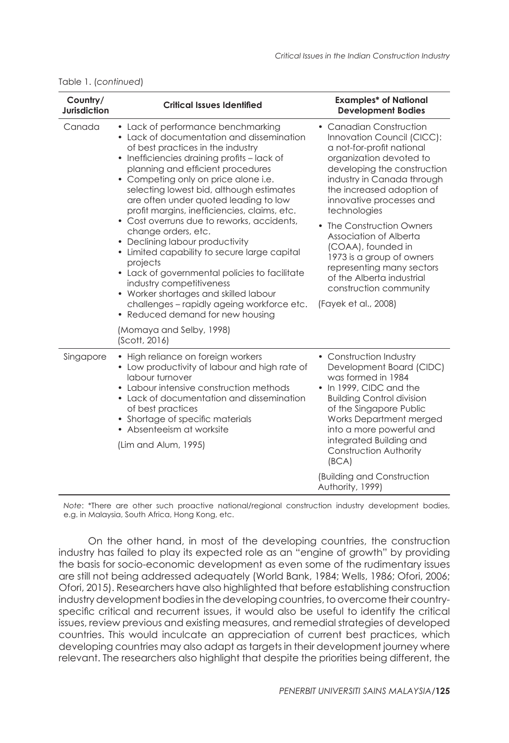Table 1. (*continued*)

| Country/ Jurisdiction | Critical Issues Identified | Examples* of National Development Bodies |
|---|---|---|
| Canada | • Lack of performance benchmarking<br>• Lack of documentation and dissemination of best practices in the industry<br>• Inefficiencies draining profits – lack of planning and efficient procedures<br>• Competing only on price alone i.e. selecting lowest bid, although estimates are often under quoted leading to low profit margins, inefficiencies, claims, etc.<br>• Cost overruns due to reworks, accidents, change orders, etc.<br>• Declining labour productivity<br>• Limited capability to secure large capital projects<br>• Lack of governmental policies to facilitate industry competitiveness<br>• Worker shortages and skilled labour challenges – rapidly ageing workforce etc.<br>• Reduced demand for new housing<br><br>(Momaya and Selby, 1998)<br>(Scott, 2016) | • Canadian Construction Innovation Council (CICC): a not-for-profit national organization devoted to developing the construction industry in Canada through the increased adoption of innovative processes and technologies<br>• The Construction Owners Association of Alberta (COAA), founded in 1973 is a group of owners representing many sectors of the Alberta industrial construction community<br><br>(Fayek et al., 2008) |
| Singapore | • High reliance on foreign workers<br>• Low productivity of labour and high rate of labour turnover<br>• Labour intensive construction methods<br>• Lack of documentation and dissemination of best practices<br>• Shortage of specific materials<br>• Absenteeism at worksite<br><br>(Lim and Alum, 1995) | • Construction Industry Development Board (CIDC) was formed in 1984<br>• In 1999, CIDC and the Building Control division of the Singapore Public Works Department merged into a more powerful and integrated Building and Construction Authority (BCA)<br><br>(Building and Construction Authority, 1999) |

*Note*: *There are other such proactive national/regional construction industry development bodies, e.g. in Malaysia, South Africa, Hong Kong, etc.

On the other hand, in most of the developing countries, the construction industry has failed to play its expected role as an "engine of growth" by providing the basis for socio-economic development as even some of the rudimentary issues are still not being addressed adequately (World Bank, 1984; Wells, 1986; Ofori, 2006; Ofori, 2015). Researchers have also highlighted that before establishing construction industry development bodies in the developing countries, to overcome their country-specific critical and recurrent issues, it would also be useful to identify the critical issues, review previous and existing measures, and remedial strategies of developed countries. This would inculcate an appreciation of current best practices, which developing countries may also adapt as targets in their development journey where relevant. The researchers also highlight that despite the priorities being different, the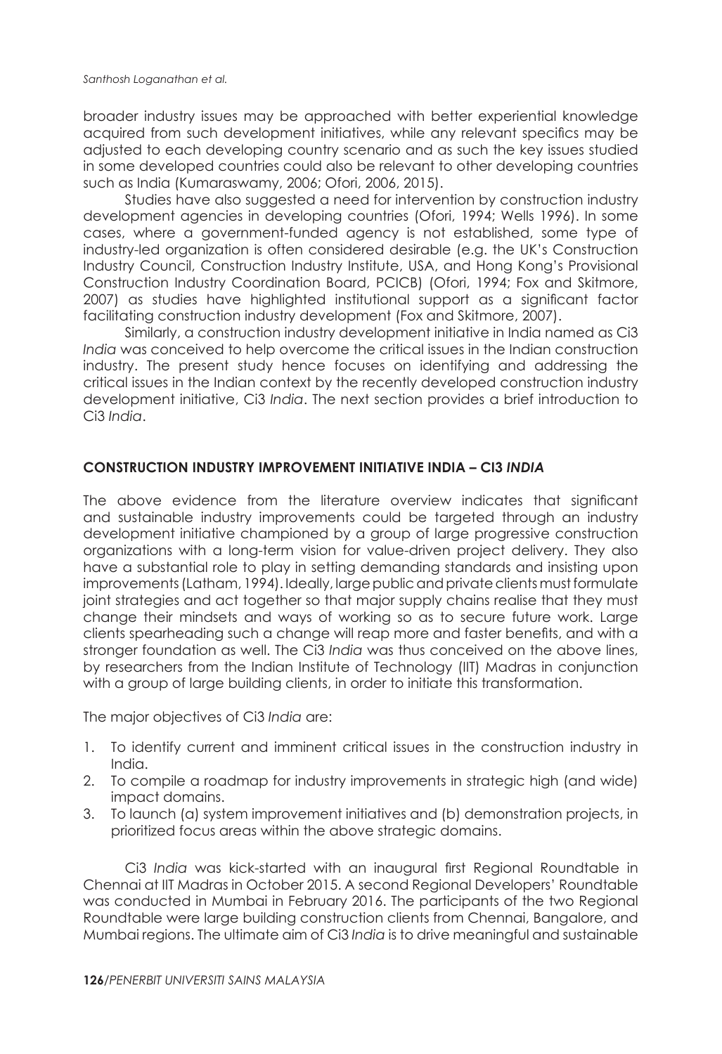broader industry issues may be approached with better experiential knowledge acquired from such development initiatives, while any relevant specifics may be adjusted to each developing country scenario and as such the key issues studied in some developed countries could also be relevant to other developing countries such as India (Kumaraswamy, 2006; Ofori, 2006, 2015).

Studies have also suggested a need for intervention by construction industry development agencies in developing countries (Ofori, 1994; Wells 1996). In some cases, where a government-funded agency is not established, some type of industry-led organization is often considered desirable (e.g. the UK's Construction Industry Council, Construction Industry Institute, USA, and Hong Kong's Provisional Construction Industry Coordination Board, PCICB) (Ofori, 1994; Fox and Skitmore, 2007) as studies have highlighted institutional support as a significant factor facilitating construction industry development (Fox and Skitmore, 2007).

Similarly, a construction industry development initiative in India named as Ci3 *India* was conceived to help overcome the critical issues in the Indian construction industry. The present study hence focuses on identifying and addressing the critical issues in the Indian context by the recently developed construction industry development initiative, Ci3 *India*. The next section provides a brief introduction to Ci3 *India*.

## CONSTRUCTION INDUSTRY IMPROVEMENT INITIATIVE INDIA – CI3 *INDIA*

The above evidence from the literature overview indicates that significant and sustainable industry improvements could be targeted through an industry development initiative championed by a group of large progressive construction organizations with a long-term vision for value-driven project delivery. They also have a substantial role to play in setting demanding standards and insisting upon improvements (Latham, 1994). Ideally, large public and private clients must formulate joint strategies and act together so that major supply chains realise that they must change their mindsets and ways of working so as to secure future work. Large clients spearheading such a change will reap more and faster benefits, and with a stronger foundation as well. The Ci3 *India* was thus conceived on the above lines, by researchers from the Indian Institute of Technology (IIT) Madras in conjunction with a group of large building clients, in order to initiate this transformation.

The major objectives of Ci3 *India* are:

1. To identify current and imminent critical issues in the construction industry in India.
2. To compile a roadmap for industry improvements in strategic high (and wide) impact domains.
3. To launch (a) system improvement initiatives and (b) demonstration projects, in prioritized focus areas within the above strategic domains.

Ci3 *India* was kick-started with an inaugural first Regional Roundtable in Chennai at IIT Madras in October 2015. A second Regional Developers' Roundtable was conducted in Mumbai in February 2016. The participants of the two Regional Roundtable were large building construction clients from Chennai, Bangalore, and Mumbai regions. The ultimate aim of Ci3 *India* is to drive meaningful and sustainable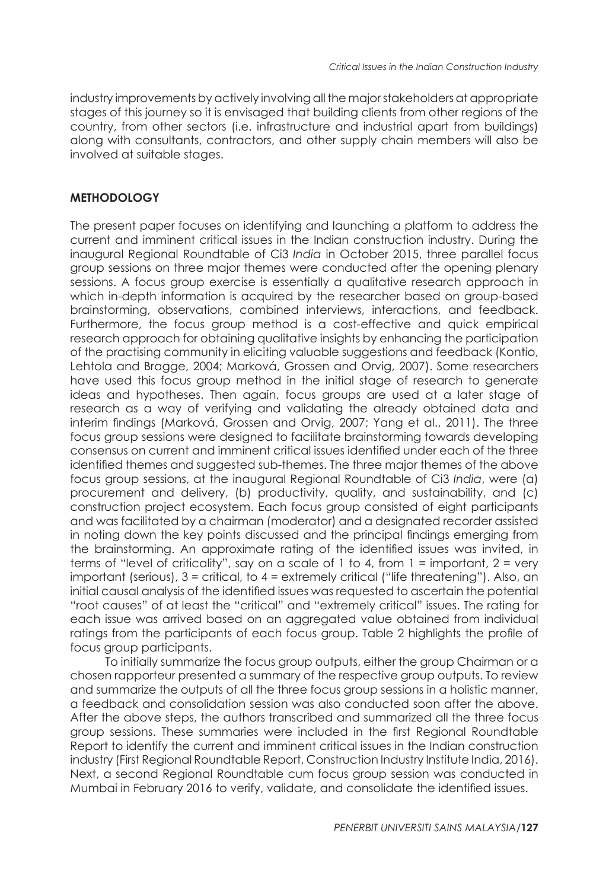industry improvements by actively involving all the major stakeholders at appropriate stages of this journey so it is envisaged that building clients from other regions of the country, from other sectors (i.e. infrastructure and industrial apart from buildings) along with consultants, contractors, and other supply chain members will also be involved at suitable stages.

## METHODOLOGY

The present paper focuses on identifying and launching a platform to address the current and imminent critical issues in the Indian construction industry. During the inaugural Regional Roundtable of Ci3 *India* in October 2015, three parallel focus group sessions on three major themes were conducted after the opening plenary sessions. A focus group exercise is essentially a qualitative research approach in which in-depth information is acquired by the researcher based on group-based brainstorming, observations, combined interviews, interactions, and feedback. Furthermore, the focus group method is a cost-effective and quick empirical research approach for obtaining qualitative insights by enhancing the participation of the practising community in eliciting valuable suggestions and feedback (Kontio, Lehtola and Bragge, 2004; Marková, Grossen and Orvig, 2007). Some researchers have used this focus group method in the initial stage of research to generate ideas and hypotheses. Then again, focus groups are used at a later stage of research as a way of verifying and validating the already obtained data and interim findings (Marková, Grossen and Orvig, 2007; Yang et al., 2011). The three focus group sessions were designed to facilitate brainstorming towards developing consensus on current and imminent critical issues identified under each of the three identified themes and suggested sub-themes. The three major themes of the above focus group sessions, at the inaugural Regional Roundtable of Ci3 *India*, were (a) procurement and delivery, (b) productivity, quality, and sustainability, and (c) construction project ecosystem. Each focus group consisted of eight participants and was facilitated by a chairman (moderator) and a designated recorder assisted in noting down the key points discussed and the principal findings emerging from the brainstorming. An approximate rating of the identified issues was invited, in terms of "level of criticality", say on a scale of 1 to 4, from 1 = important, 2 = very important (serious), 3 = critical, to 4 = extremely critical ("life threatening"). Also, an initial causal analysis of the identified issues was requested to ascertain the potential "root causes" of at least the "critical" and "extremely critical" issues. The rating for each issue was arrived based on an aggregated value obtained from individual ratings from the participants of each focus group. Table 2 highlights the profile of focus group participants.

To initially summarize the focus group outputs, either the group Chairman or a chosen rapporteur presented a summary of the respective group outputs. To review and summarize the outputs of all the three focus group sessions in a holistic manner, a feedback and consolidation session was also conducted soon after the above. After the above steps, the authors transcribed and summarized all the three focus group sessions. These summaries were included in the first Regional Roundtable Report to identify the current and imminent critical issues in the Indian construction industry (First Regional Roundtable Report, Construction Industry Institute India, 2016). Next, a second Regional Roundtable cum focus group session was conducted in Mumbai in February 2016 to verify, validate, and consolidate the identified issues.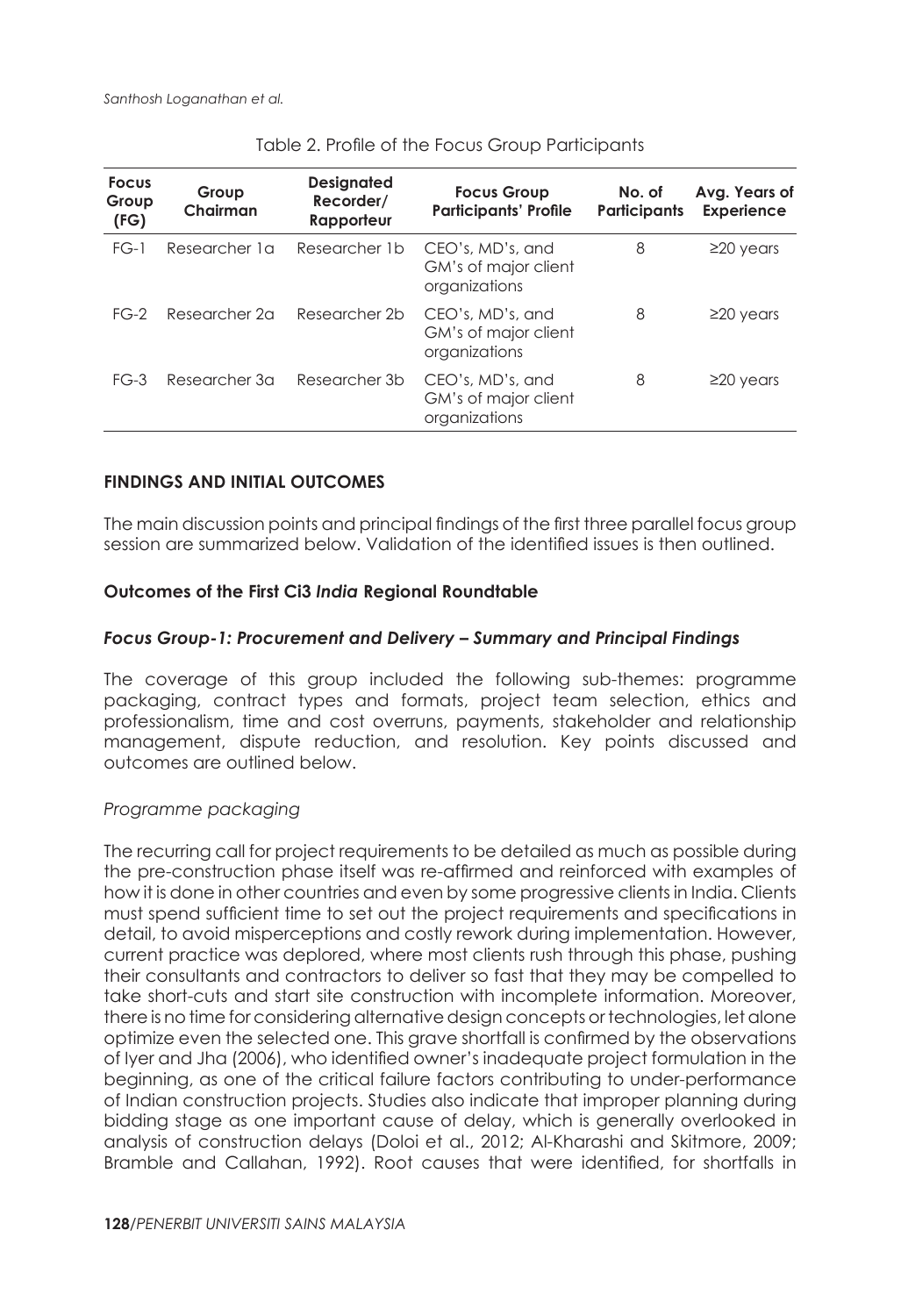Table 2. Profile of the Focus Group Participants

| Focus Group (FG) | Group Chairman | Designated Recorder/ Rapporteur | Focus Group Participants' Profile | No. of Participants | Avg. Years of Experience |
|---|---|---|---|---|---|
| FG-1 | Researcher 1a | Researcher 1b | CEO's, MD's, and GM's of major client organizations | 8 | ≥20 years |
| FG-2 | Researcher 2a | Researcher 2b | CEO's, MD's, and GM's of major client organizations | 8 | ≥20 years |
| FG-3 | Researcher 3a | Researcher 3b | CEO's, MD's, and GM's of major client organizations | 8 | ≥20 years |

## FINDINGS AND INITIAL OUTCOMES

The main discussion points and principal findings of the first three parallel focus group session are summarized below. Validation of the identified issues is then outlined.

### Outcomes of the First Ci3 *India* Regional Roundtable

#### *Focus Group-1: Procurement and Delivery – Summary and Principal Findings*

The coverage of this group included the following sub-themes: programme packaging, contract types and formats, project team selection, ethics and professionalism, time and cost overruns, payments, stakeholder and relationship management, dispute reduction, and resolution. Key points discussed and outcomes are outlined below.

*Programme packaging*

The recurring call for project requirements to be detailed as much as possible during the pre-construction phase itself was re-affirmed and reinforced with examples of how it is done in other countries and even by some progressive clients in India. Clients must spend sufficient time to set out the project requirements and specifications in detail, to avoid misperceptions and costly rework during implementation. However, current practice was deplored, where most clients rush through this phase, pushing their consultants and contractors to deliver so fast that they may be compelled to take short-cuts and start site construction with incomplete information. Moreover, there is no time for considering alternative design concepts or technologies, let alone optimize even the selected one. This grave shortfall is confirmed by the observations of Iyer and Jha (2006), who identified owner's inadequate project formulation in the beginning, as one of the critical failure factors contributing to under-performance of Indian construction projects. Studies also indicate that improper planning during bidding stage as one important cause of delay, which is generally overlooked in analysis of construction delays (Doloi et al., 2012; Al-Kharashi and Skitmore, 2009; Bramble and Callahan, 1992). Root causes that were identified, for shortfalls in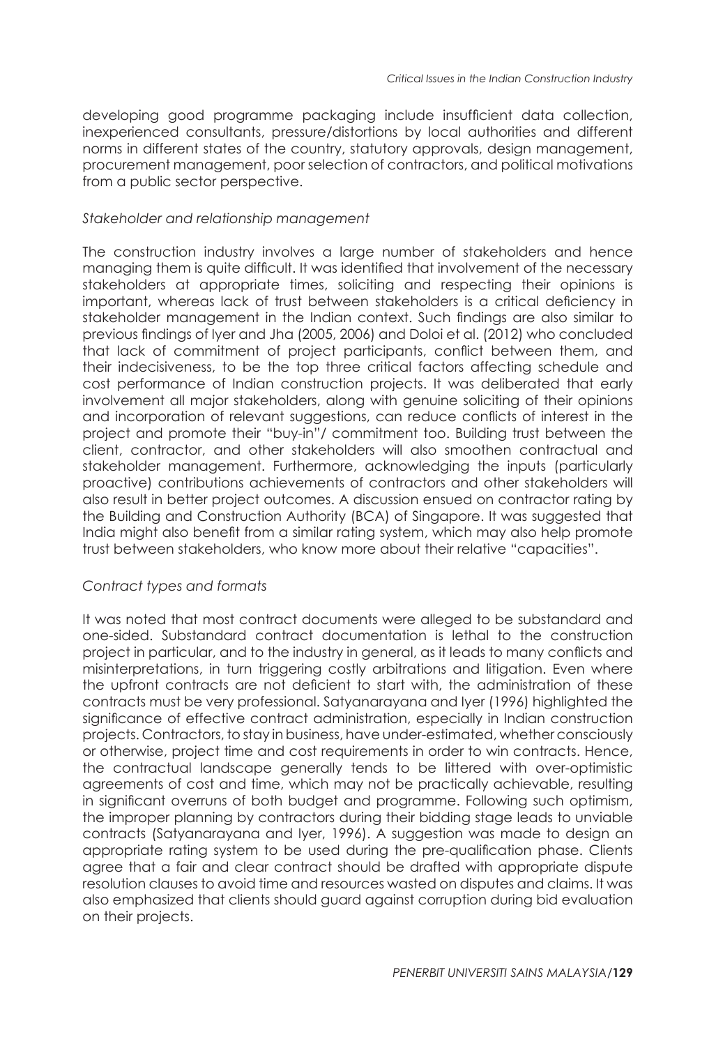developing good programme packaging include insufficient data collection, inexperienced consultants, pressure/distortions by local authorities and different norms in different states of the country, statutory approvals, design management, procurement management, poor selection of contractors, and political motivations from a public sector perspective.

### *Stakeholder and relationship management*

The construction industry involves a large number of stakeholders and hence managing them is quite difficult. It was identified that involvement of the necessary stakeholders at appropriate times, soliciting and respecting their opinions is important, whereas lack of trust between stakeholders is a critical deficiency in stakeholder management in the Indian context. Such findings are also similar to previous findings of Iyer and Jha (2005, 2006) and Doloi et al. (2012) who concluded that lack of commitment of project participants, conflict between them, and their indecisiveness, to be the top three critical factors affecting schedule and cost performance of Indian construction projects. It was deliberated that early involvement all major stakeholders, along with genuine soliciting of their opinions and incorporation of relevant suggestions, can reduce conflicts of interest in the project and promote their "buy-in"/ commitment too. Building trust between the client, contractor, and other stakeholders will also smoothen contractual and stakeholder management. Furthermore, acknowledging the inputs (particularly proactive) contributions achievements of contractors and other stakeholders will also result in better project outcomes. A discussion ensued on contractor rating by the Building and Construction Authority (BCA) of Singapore. It was suggested that India might also benefit from a similar rating system, which may also help promote trust between stakeholders, who know more about their relative "capacities".

### *Contract types and formats*

It was noted that most contract documents were alleged to be substandard and one-sided. Substandard contract documentation is lethal to the construction project in particular, and to the industry in general, as it leads to many conflicts and misinterpretations, in turn triggering costly arbitrations and litigation. Even where the upfront contracts are not deficient to start with, the administration of these contracts must be very professional. Satyanarayana and Iyer (1996) highlighted the significance of effective contract administration, especially in Indian construction projects. Contractors, to stay in business, have under-estimated, whether consciously or otherwise, project time and cost requirements in order to win contracts. Hence, the contractual landscape generally tends to be littered with over-optimistic agreements of cost and time, which may not be practically achievable, resulting in significant overruns of both budget and programme. Following such optimism, the improper planning by contractors during their bidding stage leads to unviable contracts (Satyanarayana and Iyer, 1996). A suggestion was made to design an appropriate rating system to be used during the pre-qualification phase. Clients agree that a fair and clear contract should be drafted with appropriate dispute resolution clauses to avoid time and resources wasted on disputes and claims. It was also emphasized that clients should guard against corruption during bid evaluation on their projects.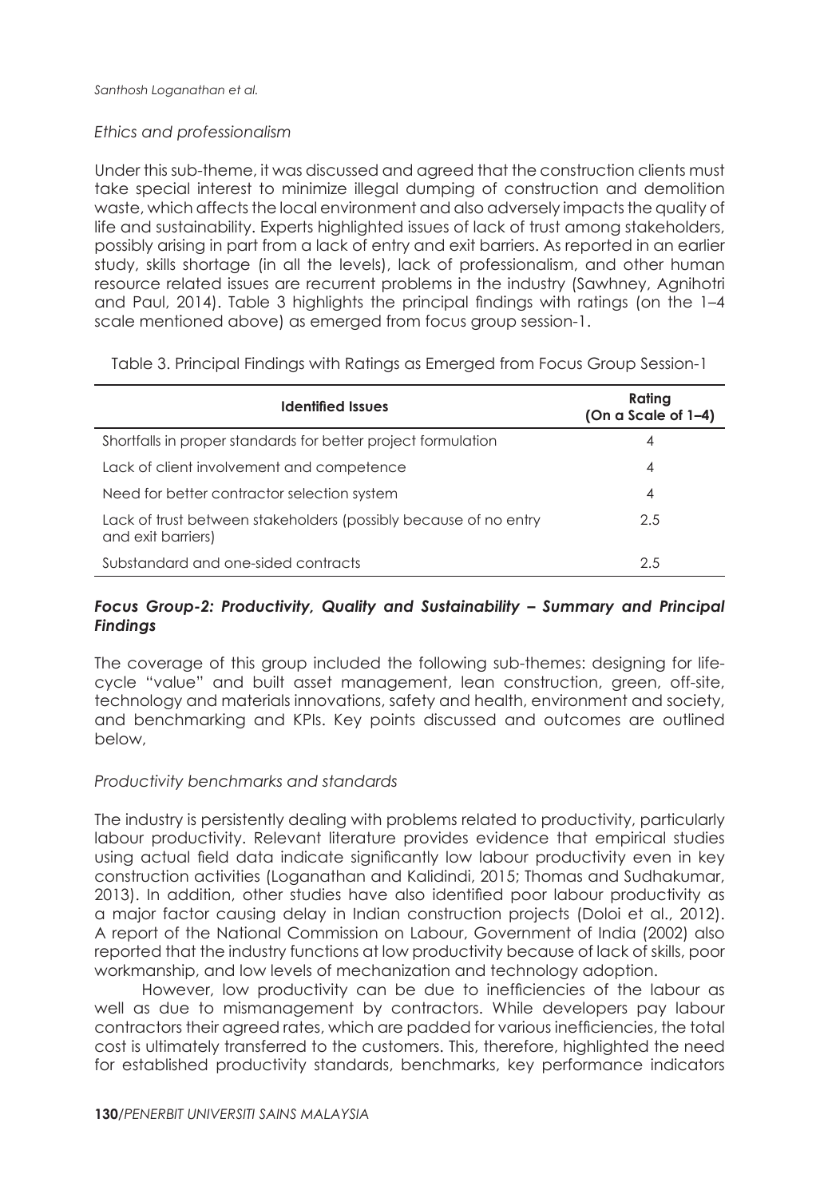*Ethics and professionalism*

Under this sub-theme, it was discussed and agreed that the construction clients must take special interest to minimize illegal dumping of construction and demolition waste, which affects the local environment and also adversely impacts the quality of life and sustainability. Experts highlighted issues of lack of trust among stakeholders, possibly arising in part from a lack of entry and exit barriers. As reported in an earlier study, skills shortage (in all the levels), lack of professionalism, and other human resource related issues are recurrent problems in the industry (Sawhney, Agnihotri and Paul, 2014). Table 3 highlights the principal findings with ratings (on the 1–4 scale mentioned above) as emerged from focus group session-1.

Table 3. Principal Findings with Ratings as Emerged from Focus Group Session-1

| Identified Issues | Rating (On a Scale of 1–4) |
|---|---|
| Shortfalls in proper standards for better project formulation | 4 |
| Lack of client involvement and competence | 4 |
| Need for better contractor selection system | 4 |
| Lack of trust between stakeholders (possibly because of no entry and exit barriers) | 2.5 |
| Substandard and one-sided contracts | 2.5 |

***Focus Group-2: Productivity, Quality and Sustainability – Summary and Principal Findings***

The coverage of this group included the following sub-themes: designing for life-cycle "value" and built asset management, lean construction, green, off-site, technology and materials innovations, safety and health, environment and society, and benchmarking and KPIs. Key points discussed and outcomes are outlined below,

*Productivity benchmarks and standards*

The industry is persistently dealing with problems related to productivity, particularly labour productivity. Relevant literature provides evidence that empirical studies using actual field data indicate significantly low labour productivity even in key construction activities (Loganathan and Kalidindi, 2015; Thomas and Sudhakumar, 2013). In addition, other studies have also identified poor labour productivity as a major factor causing delay in Indian construction projects (Doloi et al., 2012). A report of the National Commission on Labour, Government of India (2002) also reported that the industry functions at low productivity because of lack of skills, poor workmanship, and low levels of mechanization and technology adoption.

However, low productivity can be due to inefficiencies of the labour as well as due to mismanagement by contractors. While developers pay labour contractors their agreed rates, which are padded for various inefficiencies, the total cost is ultimately transferred to the customers. This, therefore, highlighted the need for established productivity standards, benchmarks, key performance indicators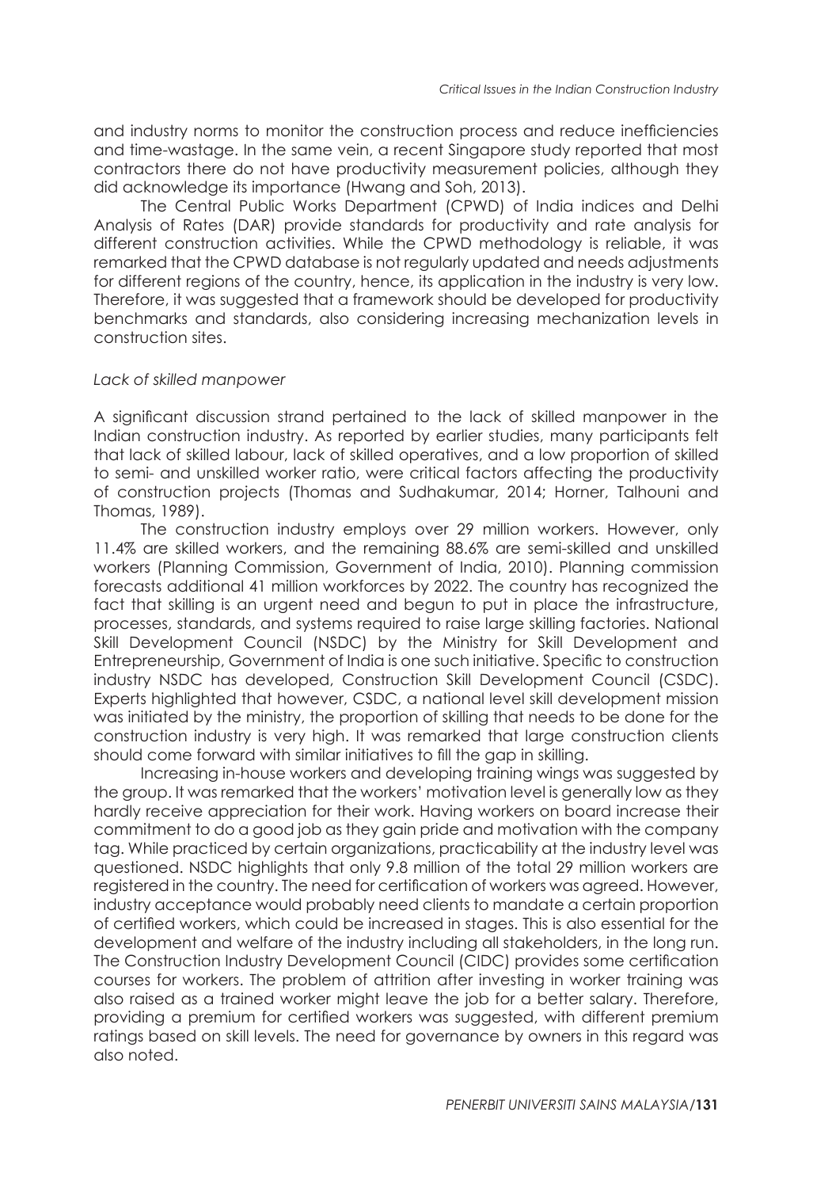and industry norms to monitor the construction process and reduce inefficiencies and time-wastage. In the same vein, a recent Singapore study reported that most contractors there do not have productivity measurement policies, although they did acknowledge its importance (Hwang and Soh, 2013).

The Central Public Works Department (CPWD) of India indices and Delhi Analysis of Rates (DAR) provide standards for productivity and rate analysis for different construction activities. While the CPWD methodology is reliable, it was remarked that the CPWD database is not regularly updated and needs adjustments for different regions of the country, hence, its application in the industry is very low. Therefore, it was suggested that a framework should be developed for productivity benchmarks and standards, also considering increasing mechanization levels in construction sites.

*Lack of skilled manpower*

A significant discussion strand pertained to the lack of skilled manpower in the Indian construction industry. As reported by earlier studies, many participants felt that lack of skilled labour, lack of skilled operatives, and a low proportion of skilled to semi- and unskilled worker ratio, were critical factors affecting the productivity of construction projects (Thomas and Sudhakumar, 2014; Horner, Talhouni and Thomas, 1989).

The construction industry employs over 29 million workers. However, only 11.4% are skilled workers, and the remaining 88.6% are semi-skilled and unskilled workers (Planning Commission, Government of India, 2010). Planning commission forecasts additional 41 million workforces by 2022. The country has recognized the fact that skilling is an urgent need and begun to put in place the infrastructure, processes, standards, and systems required to raise large skilling factories. National Skill Development Council (NSDC) by the Ministry for Skill Development and Entrepreneurship, Government of India is one such initiative. Specific to construction industry NSDC has developed, Construction Skill Development Council (CSDC). Experts highlighted that however, CSDC, a national level skill development mission was initiated by the ministry, the proportion of skilling that needs to be done for the construction industry is very high. It was remarked that large construction clients should come forward with similar initiatives to fill the gap in skilling.

Increasing in-house workers and developing training wings was suggested by the group. It was remarked that the workers' motivation level is generally low as they hardly receive appreciation for their work. Having workers on board increase their commitment to do a good job as they gain pride and motivation with the company tag. While practiced by certain organizations, practicability at the industry level was questioned. NSDC highlights that only 9.8 million of the total 29 million workers are registered in the country. The need for certification of workers was agreed. However, industry acceptance would probably need clients to mandate a certain proportion of certified workers, which could be increased in stages. This is also essential for the development and welfare of the industry including all stakeholders, in the long run. The Construction Industry Development Council (CIDC) provides some certification courses for workers. The problem of attrition after investing in worker training was also raised as a trained worker might leave the job for a better salary. Therefore, providing a premium for certified workers was suggested, with different premium ratings based on skill levels. The need for governance by owners in this regard was also noted.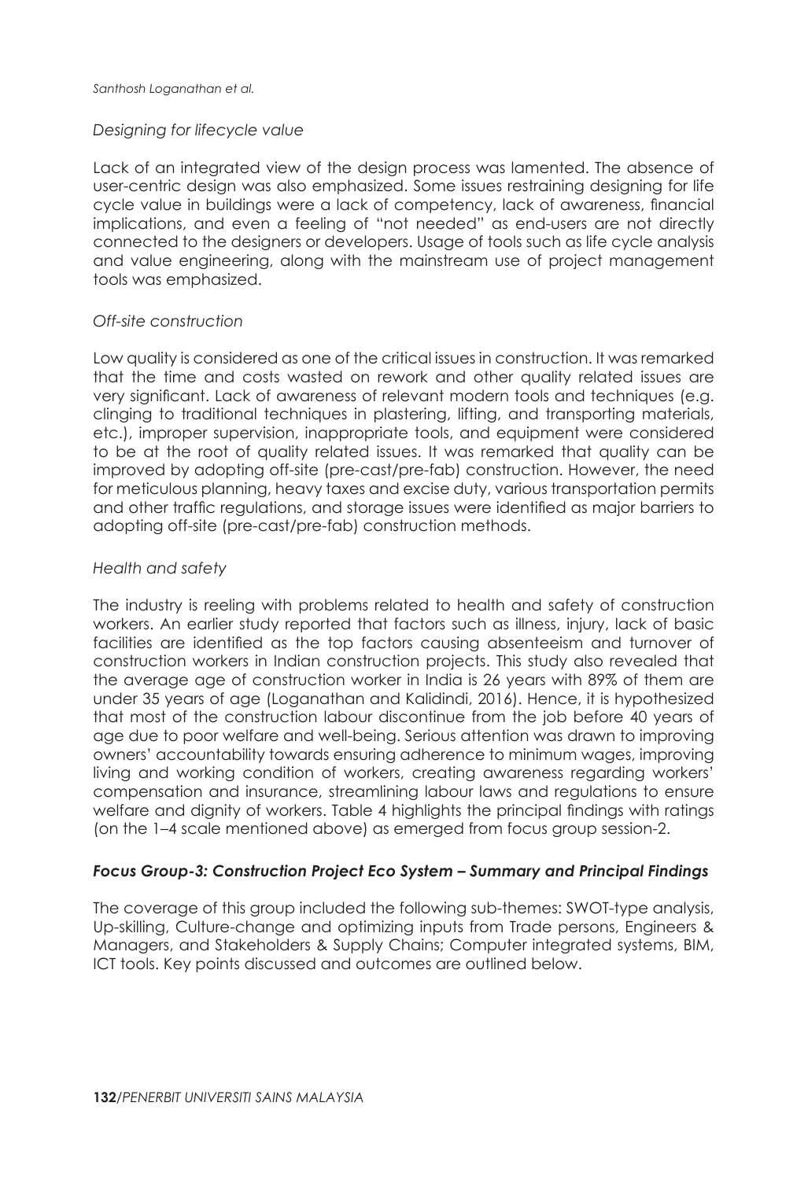*Designing for lifecycle value*

Lack of an integrated view of the design process was lamented. The absence of user-centric design was also emphasized. Some issues restraining designing for life cycle value in buildings were a lack of competency, lack of awareness, financial implications, and even a feeling of "not needed" as end-users are not directly connected to the designers or developers. Usage of tools such as life cycle analysis and value engineering, along with the mainstream use of project management tools was emphasized.

*Off-site construction*

Low quality is considered as one of the critical issues in construction. It was remarked that the time and costs wasted on rework and other quality related issues are very significant. Lack of awareness of relevant modern tools and techniques (e.g. clinging to traditional techniques in plastering, lifting, and transporting materials, etc.), improper supervision, inappropriate tools, and equipment were considered to be at the root of quality related issues. It was remarked that quality can be improved by adopting off-site (pre-cast/pre-fab) construction. However, the need for meticulous planning, heavy taxes and excise duty, various transportation permits and other traffic regulations, and storage issues were identified as major barriers to adopting off-site (pre-cast/pre-fab) construction methods.

*Health and safety*

The industry is reeling with problems related to health and safety of construction workers. An earlier study reported that factors such as illness, injury, lack of basic facilities are identified as the top factors causing absenteeism and turnover of construction workers in Indian construction projects. This study also revealed that the average age of construction worker in India is 26 years with 89% of them are under 35 years of age (Loganathan and Kalidindi, 2016). Hence, it is hypothesized that most of the construction labour discontinue from the job before 40 years of age due to poor welfare and well-being. Serious attention was drawn to improving owners' accountability towards ensuring adherence to minimum wages, improving living and working condition of workers, creating awareness regarding workers' compensation and insurance, streamlining labour laws and regulations to ensure welfare and dignity of workers. Table 4 highlights the principal findings with ratings (on the 1–4 scale mentioned above) as emerged from focus group session-2.

***Focus Group-3: Construction Project Eco System – Summary and Principal Findings***

The coverage of this group included the following sub-themes: SWOT-type analysis, Up-skilling, Culture-change and optimizing inputs from Trade persons, Engineers & Managers, and Stakeholders & Supply Chains; Computer integrated systems, BIM, ICT tools. Key points discussed and outcomes are outlined below.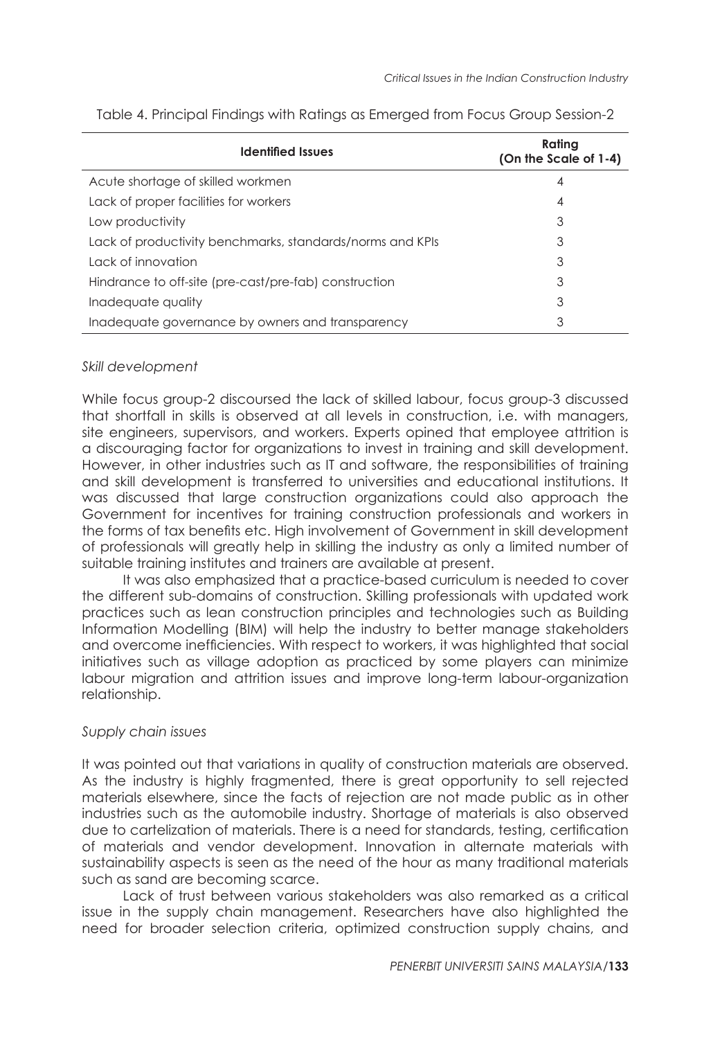Table 4. Principal Findings with Ratings as Emerged from Focus Group Session-2

| Identified Issues | Rating (On the Scale of 1-4) |
|---|---|
| Acute shortage of skilled workmen | 4 |
| Lack of proper facilities for workers | 4 |
| Low productivity | 3 |
| Lack of productivity benchmarks, standards/norms and KPIs | 3 |
| Lack of innovation | 3 |
| Hindrance to off-site (pre-cast/pre-fab) construction | 3 |
| Inadequate quality | 3 |
| Inadequate governance by owners and transparency | 3 |

*Skill development*

While focus group-2 discoursed the lack of skilled labour, focus group-3 discussed that shortfall in skills is observed at all levels in construction, i.e. with managers, site engineers, supervisors, and workers. Experts opined that employee attrition is a discouraging factor for organizations to invest in training and skill development. However, in other industries such as IT and software, the responsibilities of training and skill development is transferred to universities and educational institutions. It was discussed that large construction organizations could also approach the Government for incentives for training construction professionals and workers in the forms of tax benefits etc. High involvement of Government in skill development of professionals will greatly help in skilling the industry as only a limited number of suitable training institutes and trainers are available at present.

It was also emphasized that a practice-based curriculum is needed to cover the different sub-domains of construction. Skilling professionals with updated work practices such as lean construction principles and technologies such as Building Information Modelling (BIM) will help the industry to better manage stakeholders and overcome inefficiencies. With respect to workers, it was highlighted that social initiatives such as village adoption as practiced by some players can minimize labour migration and attrition issues and improve long-term labour-organization relationship.

*Supply chain issues*

It was pointed out that variations in quality of construction materials are observed. As the industry is highly fragmented, there is great opportunity to sell rejected materials elsewhere, since the facts of rejection are not made public as in other industries such as the automobile industry. Shortage of materials is also observed due to cartelization of materials. There is a need for standards, testing, certification of materials and vendor development. Innovation in alternate materials with sustainability aspects is seen as the need of the hour as many traditional materials such as sand are becoming scarce.

Lack of trust between various stakeholders was also remarked as a critical issue in the supply chain management. Researchers have also highlighted the need for broader selection criteria, optimized construction supply chains, and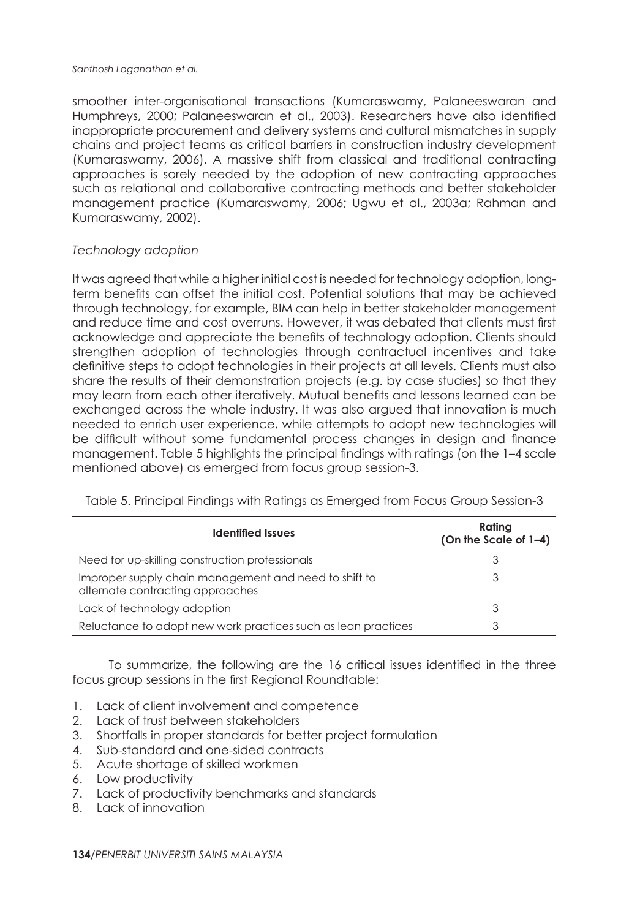smoother inter-organisational transactions (Kumaraswamy, Palaneeswaran and Humphreys, 2000; Palaneeswaran et al., 2003). Researchers have also identified inappropriate procurement and delivery systems and cultural mismatches in supply chains and project teams as critical barriers in construction industry development (Kumaraswamy, 2006). A massive shift from classical and traditional contracting approaches is sorely needed by the adoption of new contracting approaches such as relational and collaborative contracting methods and better stakeholder management practice (Kumaraswamy, 2006; Ugwu et al., 2003a; Rahman and Kumaraswamy, 2002).

*Technology adoption*

It was agreed that while a higher initial cost is needed for technology adoption, long-term benefits can offset the initial cost. Potential solutions that may be achieved through technology, for example, BIM can help in better stakeholder management and reduce time and cost overruns. However, it was debated that clients must first acknowledge and appreciate the benefits of technology adoption. Clients should strengthen adoption of technologies through contractual incentives and take definitive steps to adopt technologies in their projects at all levels. Clients must also share the results of their demonstration projects (e.g. by case studies) so that they may learn from each other iteratively. Mutual benefits and lessons learned can be exchanged across the whole industry. It was also argued that innovation is much needed to enrich user experience, while attempts to adopt new technologies will be difficult without some fundamental process changes in design and finance management. Table 5 highlights the principal findings with ratings (on the 1–4 scale mentioned above) as emerged from focus group session-3.

Table 5. Principal Findings with Ratings as Emerged from Focus Group Session-3

| Identified Issues | Rating (On the Scale of 1–4) |
|---|---|
| Need for up-skilling construction professionals | 3 |
| Improper supply chain management and need to shift to alternate contracting approaches | 3 |
| Lack of technology adoption | 3 |
| Reluctance to adopt new work practices such as lean practices | 3 |

To summarize, the following are the 16 critical issues identified in the three focus group sessions in the first Regional Roundtable:

1. Lack of client involvement and competence
2. Lack of trust between stakeholders
3. Shortfalls in proper standards for better project formulation
4. Sub-standard and one-sided contracts
5. Acute shortage of skilled workmen
6. Low productivity
7. Lack of productivity benchmarks and standards
8. Lack of innovation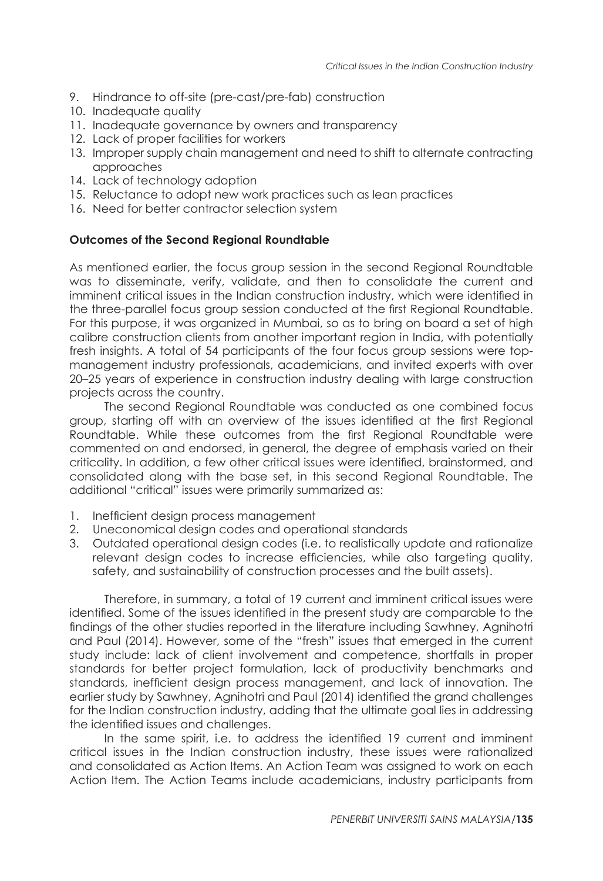9. Hindrance to off-site (pre-cast/pre-fab) construction
10. Inadequate quality
11. Inadequate governance by owners and transparency
12. Lack of proper facilities for workers
13. Improper supply chain management and need to shift to alternate contracting approaches
14. Lack of technology adoption
15. Reluctance to adopt new work practices such as lean practices
16. Need for better contractor selection system

**Outcomes of the Second Regional Roundtable**

As mentioned earlier, the focus group session in the second Regional Roundtable was to disseminate, verify, validate, and then to consolidate the current and imminent critical issues in the Indian construction industry, which were identified in the three-parallel focus group session conducted at the first Regional Roundtable. For this purpose, it was organized in Mumbai, so as to bring on board a set of high calibre construction clients from another important region in India, with potentially fresh insights. A total of 54 participants of the four focus group sessions were top-management industry professionals, academicians, and invited experts with over 20–25 years of experience in construction industry dealing with large construction projects across the country.

The second Regional Roundtable was conducted as one combined focus group, starting off with an overview of the issues identified at the first Regional Roundtable. While these outcomes from the first Regional Roundtable were commented on and endorsed, in general, the degree of emphasis varied on their criticality. In addition, a few other critical issues were identified, brainstormed, and consolidated along with the base set, in this second Regional Roundtable. The additional "critical" issues were primarily summarized as:

1. Inefficient design process management
2. Uneconomical design codes and operational standards
3. Outdated operational design codes (i.e. to realistically update and rationalize relevant design codes to increase efficiencies, while also targeting quality, safety, and sustainability of construction processes and the built assets).

Therefore, in summary, a total of 19 current and imminent critical issues were identified. Some of the issues identified in the present study are comparable to the findings of the other studies reported in the literature including Sawhney, Agnihotri and Paul (2014). However, some of the "fresh" issues that emerged in the current study include: lack of client involvement and competence, shortfalls in proper standards for better project formulation, lack of productivity benchmarks and standards, inefficient design process management, and lack of innovation. The earlier study by Sawhney, Agnihotri and Paul (2014) identified the grand challenges for the Indian construction industry, adding that the ultimate goal lies in addressing the identified issues and challenges.

In the same spirit, i.e. to address the identified 19 current and imminent critical issues in the Indian construction industry, these issues were rationalized and consolidated as Action Items. An Action Team was assigned to work on each Action Item. The Action Teams include academicians, industry participants from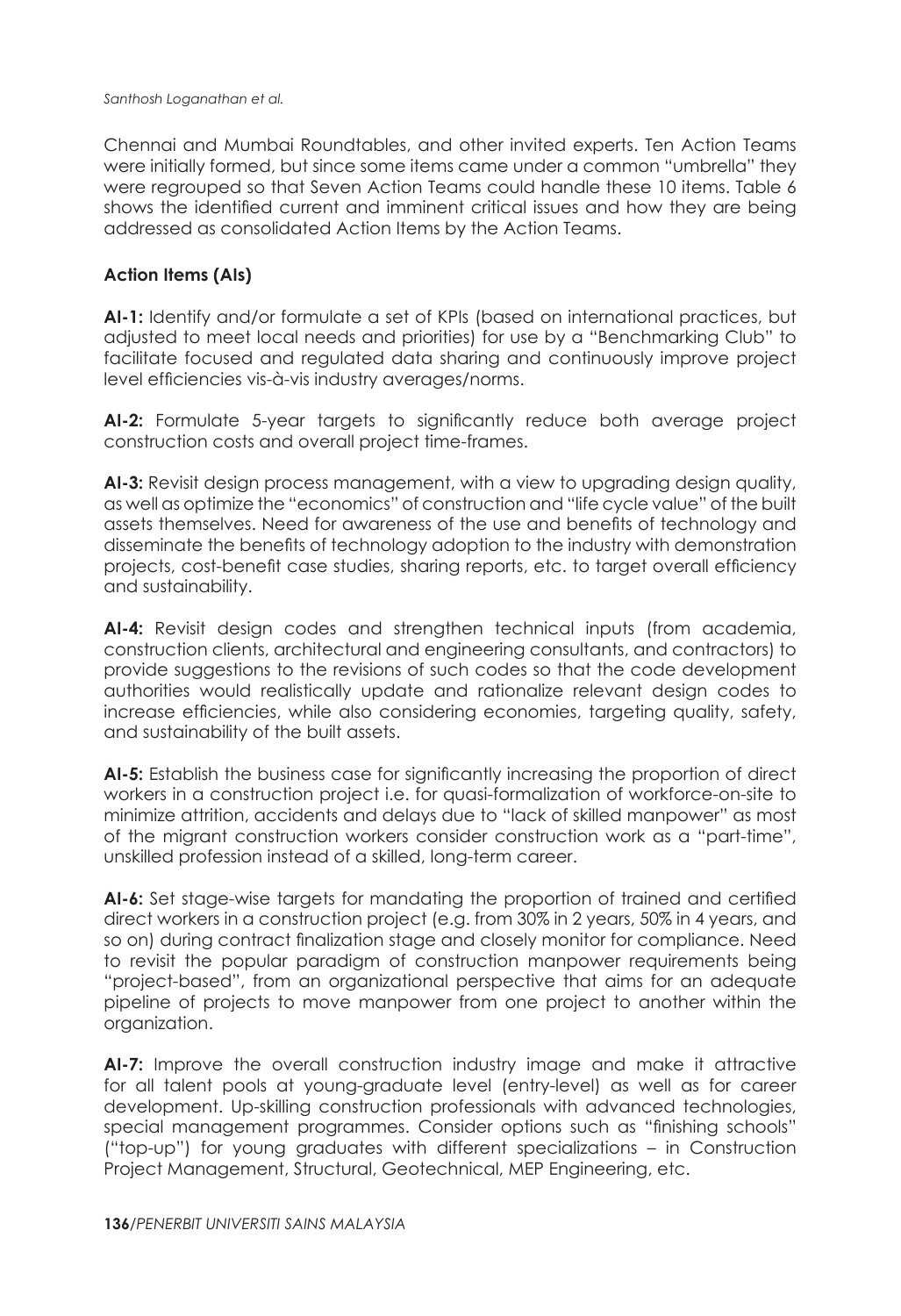Chennai and Mumbai Roundtables, and other invited experts. Ten Action Teams were initially formed, but since some items came under a common "umbrella" they were regrouped so that Seven Action Teams could handle these 10 items. Table 6 shows the identified current and imminent critical issues and how they are being addressed as consolidated Action Items by the Action Teams.

**Action Items (AIs)**

**AI-1:** Identify and/or formulate a set of KPIs (based on international practices, but adjusted to meet local needs and priorities) for use by a "Benchmarking Club" to facilitate focused and regulated data sharing and continuously improve project level efficiencies vis-à-vis industry averages/norms.

**AI-2:** Formulate 5-year targets to significantly reduce both average project construction costs and overall project time-frames.

**AI-3:** Revisit design process management, with a view to upgrading design quality, as well as optimize the "economics" of construction and "life cycle value" of the built assets themselves. Need for awareness of the use and benefits of technology and disseminate the benefits of technology adoption to the industry with demonstration projects, cost-benefit case studies, sharing reports, etc. to target overall efficiency and sustainability.

**AI-4:** Revisit design codes and strengthen technical inputs (from academia, construction clients, architectural and engineering consultants, and contractors) to provide suggestions to the revisions of such codes so that the code development authorities would realistically update and rationalize relevant design codes to increase efficiencies, while also considering economies, targeting quality, safety, and sustainability of the built assets.

**AI-5:** Establish the business case for significantly increasing the proportion of direct workers in a construction project i.e. for quasi-formalization of workforce-on-site to minimize attrition, accidents and delays due to "lack of skilled manpower" as most of the migrant construction workers consider construction work as a "part-time", unskilled profession instead of a skilled, long-term career.

**AI-6:** Set stage-wise targets for mandating the proportion of trained and certified direct workers in a construction project (e.g. from 30% in 2 years, 50% in 4 years, and so on) during contract finalization stage and closely monitor for compliance. Need to revisit the popular paradigm of construction manpower requirements being "project-based", from an organizational perspective that aims for an adequate pipeline of projects to move manpower from one project to another within the organization.

**AI-7:** Improve the overall construction industry image and make it attractive for all talent pools at young-graduate level (entry-level) as well as for career development. Up-skilling construction professionals with advanced technologies, special management programmes. Consider options such as "finishing schools" ("top-up") for young graduates with different specializations – in Construction Project Management, Structural, Geotechnical, MEP Engineering, etc.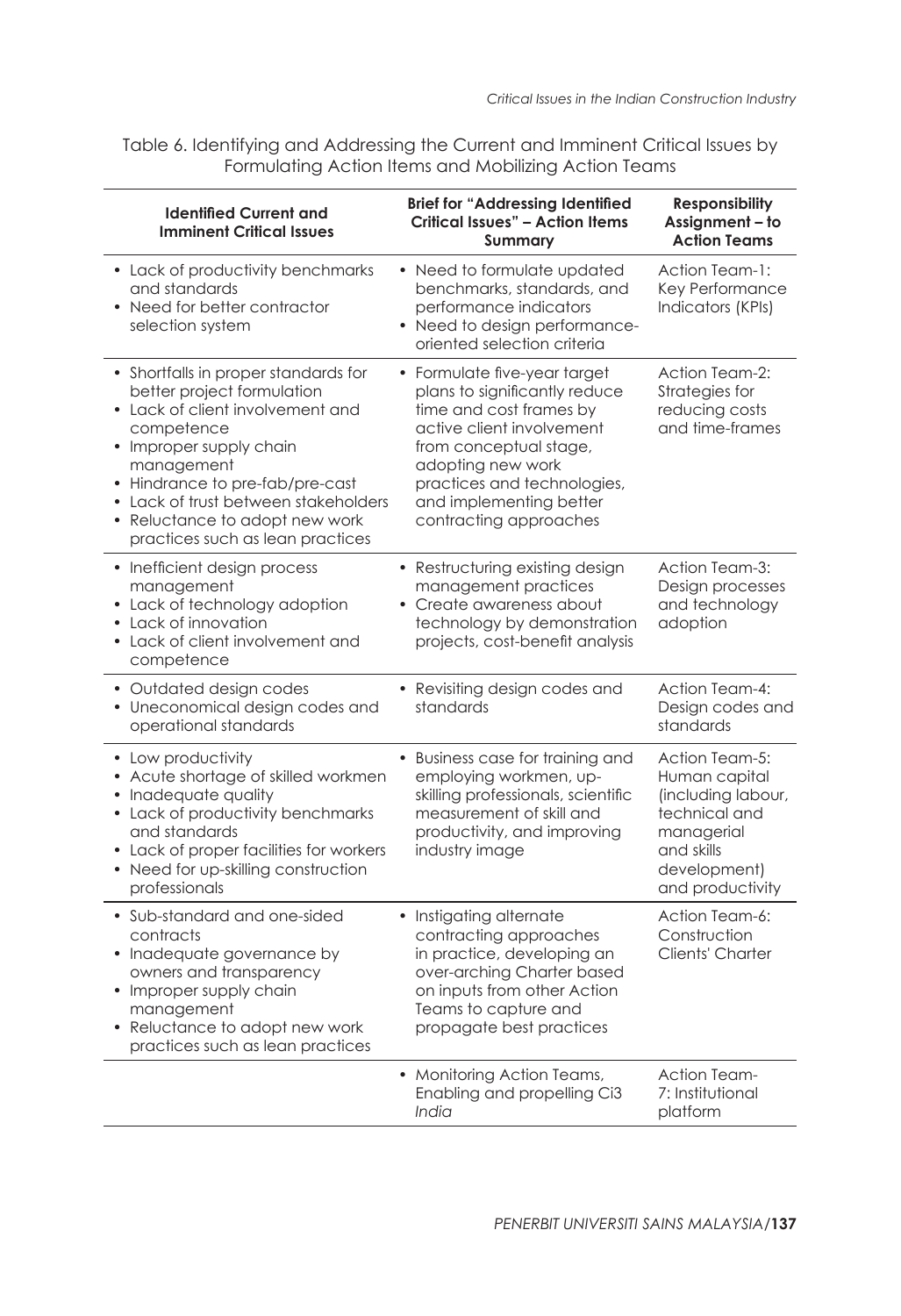Table 6. Identifying and Addressing the Current and Imminent Critical Issues by Formulating Action Items and Mobilizing Action Teams

| Identified Current and Imminent Critical Issues | Brief for "Addressing Identified Critical Issues" – Action Items Summary | Responsibility Assignment – to Action Teams |
|---|---|---|
| • Lack of productivity benchmarks and standards<br>• Need for better contractor selection system | • Need to formulate updated benchmarks, standards, and performance indicators<br>• Need to design performance-oriented selection criteria | Action Team-1: Key Performance Indicators (KPIs) |
| • Shortfalls in proper standards for better project formulation<br>• Lack of client involvement and competence<br>• Improper supply chain management<br>• Hindrance to pre-fab/pre-cast<br>• Lack of trust between stakeholders<br>• Reluctance to adopt new work practices such as lean practices | • Formulate five-year target plans to significantly reduce time and cost frames by active client involvement from conceptual stage, adopting new work practices and technologies, and implementing better contracting approaches | Action Team-2: Strategies for reducing costs and time-frames |
| • Inefficient design process management<br>• Lack of technology adoption<br>• Lack of innovation<br>• Lack of client involvement and competence | • Restructuring existing design management practices<br>• Create awareness about technology by demonstration projects, cost-benefit analysis | Action Team-3: Design processes and technology adoption |
| • Outdated design codes<br>• Uneconomical design codes and operational standards | • Revisiting design codes and standards | Action Team-4: Design codes and standards |
| • Low productivity<br>• Acute shortage of skilled workmen<br>• Inadequate quality<br>• Lack of productivity benchmarks and standards<br>• Lack of proper facilities for workers<br>• Need for up-skilling construction professionals | • Business case for training and employing workmen, up-skilling professionals, scientific measurement of skill and productivity, and improving industry image | Action Team-5: Human capital (including labour, technical and managerial and skills development) and productivity |
| • Sub-standard and one-sided contracts<br>• Inadequate governance by owners and transparency<br>• Improper supply chain management<br>• Reluctance to adopt new work practices such as lean practices | • Instigating alternate contracting approaches in practice, developing an over-arching Charter based on inputs from other Action Teams to capture and propagate best practices | Action Team-6: Construction Clients' Charter |
| | • Monitoring Action Teams, Enabling and propelling Ci3 *India* | Action Team-7: Institutional platform |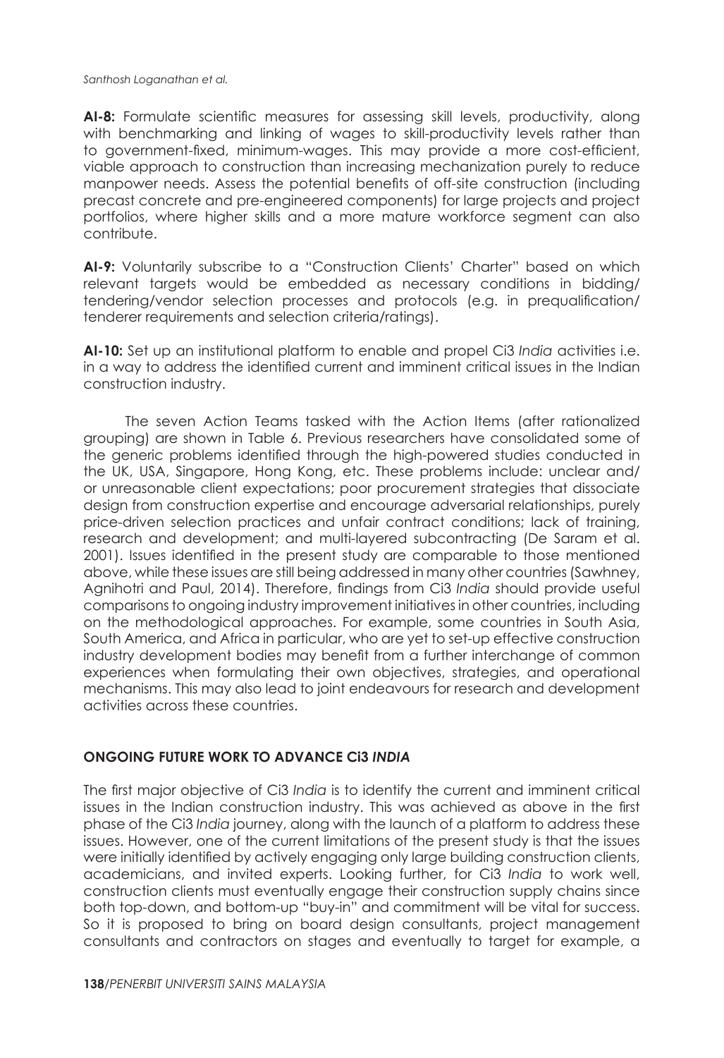**AI-8:** Formulate scientific measures for assessing skill levels, productivity, along with benchmarking and linking of wages to skill-productivity levels rather than to government-fixed, minimum-wages. This may provide a more cost-efficient, viable approach to construction than increasing mechanization purely to reduce manpower needs. Assess the potential benefits of off-site construction (including precast concrete and pre-engineered components) for large projects and project portfolios, where higher skills and a more mature workforce segment can also contribute.

**AI-9:** Voluntarily subscribe to a "Construction Clients' Charter" based on which relevant targets would be embedded as necessary conditions in bidding/ tendering/vendor selection processes and protocols (e.g. in prequalification/ tenderer requirements and selection criteria/ratings).

**AI-10:** Set up an institutional platform to enable and propel Ci3 *India* activities i.e. in a way to address the identified current and imminent critical issues in the Indian construction industry.

The seven Action Teams tasked with the Action Items (after rationalized grouping) are shown in Table 6. Previous researchers have consolidated some of the generic problems identified through the high-powered studies conducted in the UK, USA, Singapore, Hong Kong, etc. These problems include: unclear and/ or unreasonable client expectations; poor procurement strategies that dissociate design from construction expertise and encourage adversarial relationships, purely price-driven selection practices and unfair contract conditions; lack of training, research and development; and multi-layered subcontracting (De Saram et al. 2001). Issues identified in the present study are comparable to those mentioned above, while these issues are still being addressed in many other countries (Sawhney, Agnihotri and Paul, 2014). Therefore, findings from Ci3 *India* should provide useful comparisons to ongoing industry improvement initiatives in other countries, including on the methodological approaches. For example, some countries in South Asia, South America, and Africa in particular, who are yet to set-up effective construction industry development bodies may benefit from a further interchange of common experiences when formulating their own objectives, strategies, and operational mechanisms. This may also lead to joint endeavours for research and development activities across these countries.

## ONGOING FUTURE WORK TO ADVANCE Ci3 *INDIA*

The first major objective of Ci3 *India* is to identify the current and imminent critical issues in the Indian construction industry. This was achieved as above in the first phase of the Ci3 *India* journey, along with the launch of a platform to address these issues. However, one of the current limitations of the present study is that the issues were initially identified by actively engaging only large building construction clients, academicians, and invited experts. Looking further, for Ci3 *India* to work well, construction clients must eventually engage their construction supply chains since both top-down, and bottom-up "buy-in" and commitment will be vital for success. So it is proposed to bring on board design consultants, project management consultants and contractors on stages and eventually to target for example, a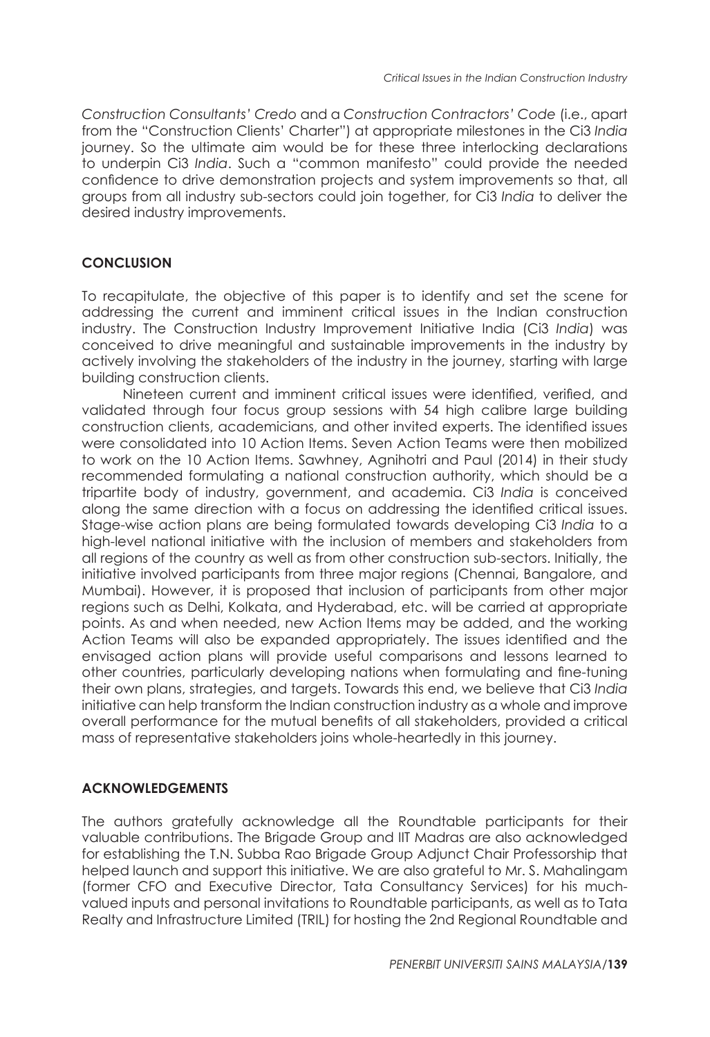*Construction Consultants' Credo* and a *Construction Contractors' Code* (i.e., apart from the "Construction Clients' Charter") at appropriate milestones in the Ci3 *India* journey. So the ultimate aim would be for these three interlocking declarations to underpin Ci3 *India*. Such a "common manifesto" could provide the needed confidence to drive demonstration projects and system improvements so that, all groups from all industry sub-sectors could join together, for Ci3 *India* to deliver the desired industry improvements.

## CONCLUSION

To recapitulate, the objective of this paper is to identify and set the scene for addressing the current and imminent critical issues in the Indian construction industry. The Construction Industry Improvement Initiative India (Ci3 *India*) was conceived to drive meaningful and sustainable improvements in the industry by actively involving the stakeholders of the industry in the journey, starting with large building construction clients.

Nineteen current and imminent critical issues were identified, verified, and validated through four focus group sessions with 54 high calibre large building construction clients, academicians, and other invited experts. The identified issues were consolidated into 10 Action Items. Seven Action Teams were then mobilized to work on the 10 Action Items. Sawhney, Agnihotri and Paul (2014) in their study recommended formulating a national construction authority, which should be a tripartite body of industry, government, and academia. Ci3 *India* is conceived along the same direction with a focus on addressing the identified critical issues. Stage-wise action plans are being formulated towards developing Ci3 *India* to a high-level national initiative with the inclusion of members and stakeholders from all regions of the country as well as from other construction sub-sectors. Initially, the initiative involved participants from three major regions (Chennai, Bangalore, and Mumbai). However, it is proposed that inclusion of participants from other major regions such as Delhi, Kolkata, and Hyderabad, etc. will be carried at appropriate points. As and when needed, new Action Items may be added, and the working Action Teams will also be expanded appropriately. The issues identified and the envisaged action plans will provide useful comparisons and lessons learned to other countries, particularly developing nations when formulating and fine-tuning their own plans, strategies, and targets. Towards this end, we believe that Ci3 *India* initiative can help transform the Indian construction industry as a whole and improve overall performance for the mutual benefits of all stakeholders, provided a critical mass of representative stakeholders joins whole-heartedly in this journey.

## ACKNOWLEDGEMENTS

The authors gratefully acknowledge all the Roundtable participants for their valuable contributions. The Brigade Group and IIT Madras are also acknowledged for establishing the T.N. Subba Rao Brigade Group Adjunct Chair Professorship that helped launch and support this initiative. We are also grateful to Mr. S. Mahalingam (former CFO and Executive Director, Tata Consultancy Services) for his much-valued inputs and personal invitations to Roundtable participants, as well as to Tata Realty and Infrastructure Limited (TRIL) for hosting the 2nd Regional Roundtable and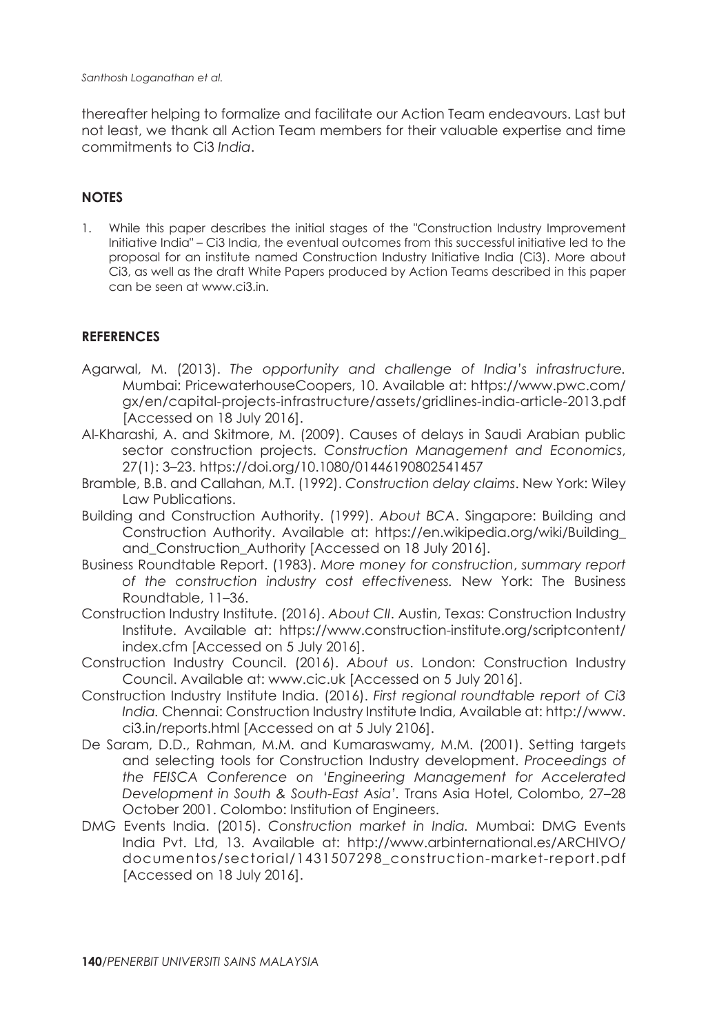thereafter helping to formalize and facilitate our Action Team endeavours. Last but not least, we thank all Action Team members for their valuable expertise and time commitments to Ci3 *India*.

## NOTES

1. While this paper describes the initial stages of the "Construction Industry Improvement Initiative India" – Ci3 India, the eventual outcomes from this successful initiative led to the proposal for an institute named Construction Industry Initiative India (Ci3). More about Ci3, as well as the draft White Papers produced by Action Teams described in this paper can be seen at www.ci3.in.

## REFERENCES

Agarwal, M. (2013). *The opportunity and challenge of India's infrastructure.* Mumbai: PricewaterhouseCoopers, 10. Available at: https://www.pwc.com/gx/en/capital-projects-infrastructure/assets/gridlines-india-article-2013.pdf [Accessed on 18 July 2016].

Al-Kharashi, A. and Skitmore, M. (2009). Causes of delays in Saudi Arabian public sector construction projects. *Construction Management and Economics*, 27(1): 3–23. https://doi.org/10.1080/01446190802541457

Bramble, B.B. and Callahan, M.T. (1992). *Construction delay claims*. New York: Wiley Law Publications.

Building and Construction Authority. (1999). *About BCA*. Singapore: Building and Construction Authority. Available at: https://en.wikipedia.org/wiki/Building_and_Construction_Authority [Accessed on 18 July 2016].

Business Roundtable Report. (1983). *More money for construction*, *summary report of the construction industry cost effectiveness.* New York: The Business Roundtable, 11–36.

Construction Industry Institute. (2016). *About CII*. Austin, Texas: Construction Industry Institute. Available at: https://www.construction-institute.org/scriptcontent/index.cfm [Accessed on 5 July 2016].

Construction Industry Council. (2016). *About us*. London: Construction Industry Council. Available at: www.cic.uk [Accessed on 5 July 2016].

Construction Industry Institute India. (2016). *First regional roundtable report of Ci3 India.* Chennai: Construction Industry Institute India, Available at: http://www.ci3.in/reports.html [Accessed on at 5 July 2106].

De Saram, D.D., Rahman, M.M. and Kumaraswamy, M.M. (2001). Setting targets and selecting tools for Construction Industry development. *Proceedings of the FEISCA Conference on 'Engineering Management for Accelerated Development in South & South-East Asia'*. Trans Asia Hotel, Colombo, 27–28 October 2001. Colombo: Institution of Engineers.

DMG Events India. (2015). *Construction market in India.* Mumbai: DMG Events India Pvt. Ltd, 13. Available at: http://www.arbinternational.es/ARCHIVO/documentos/sectorial/1431507298_construction-market-report.pdf [Accessed on 18 July 2016].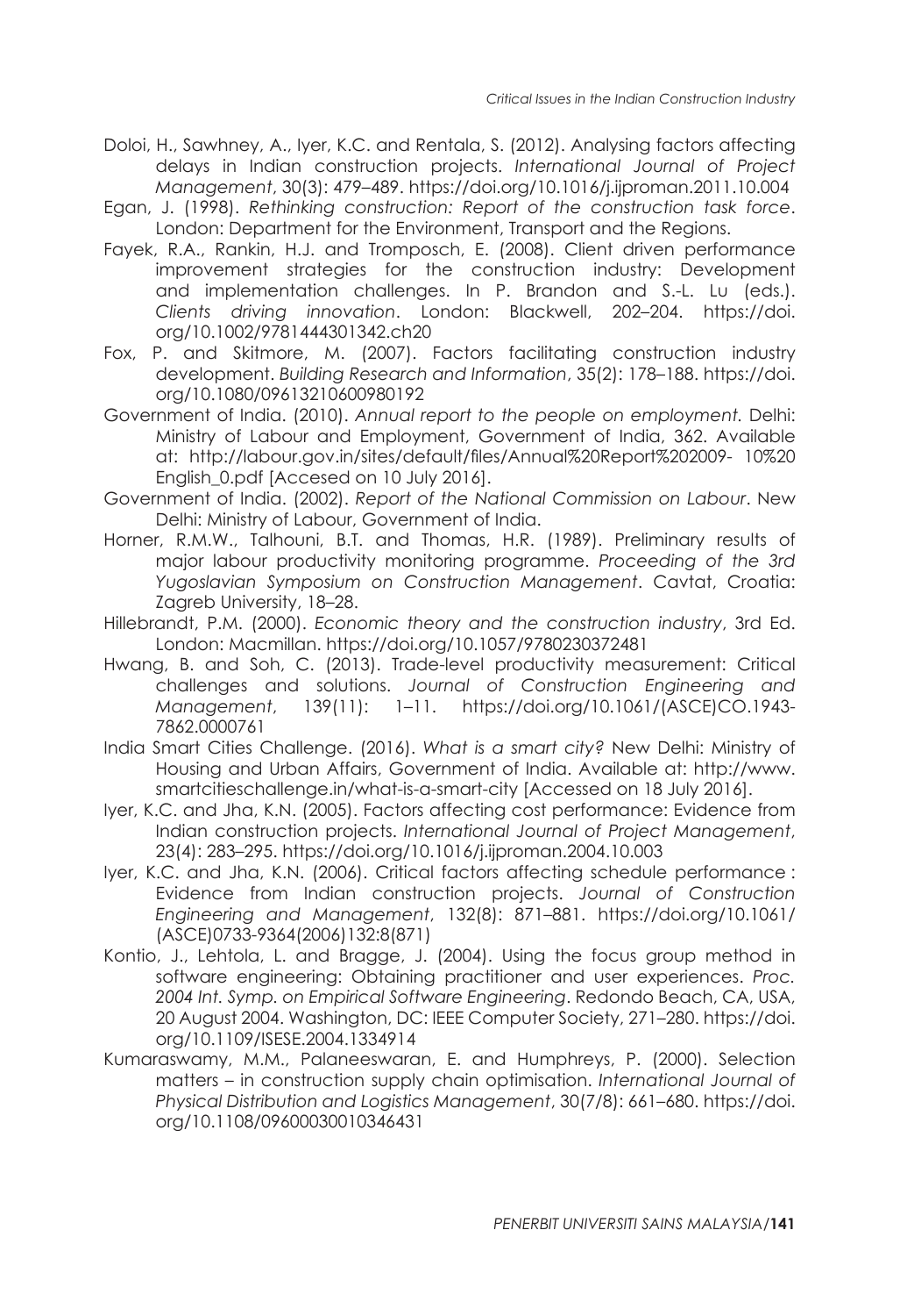Doloi, H., Sawhney, A., Iyer, K.C. and Rentala, S. (2012). Analysing factors affecting delays in Indian construction projects. *International Journal of Project Management*, 30(3): 479–489. https://doi.org/10.1016/j.ijproman.2011.10.004

Egan, J. (1998). *Rethinking construction: Report of the construction task force*. London: Department for the Environment, Transport and the Regions.

Fayek, R.A., Rankin, H.J. and Tromposch, E. (2008). Client driven performance improvement strategies for the construction industry: Development and implementation challenges. In P. Brandon and S.-L. Lu (eds.). *Clients driving innovation*. London: Blackwell, 202–204. https://doi.org/10.1002/9781444301342.ch20

Fox, P. and Skitmore, M. (2007). Factors facilitating construction industry development. *Building Research and Information*, 35(2): 178–188. https://doi.org/10.1080/09613210600980192

Government of India. (2010). *Annual report to the people on employment.* Delhi: Ministry of Labour and Employment, Government of India, 362. Available at: http://labour.gov.in/sites/default/files/Annual%20Report%202009- 10%20 English_0.pdf [Accesed on 10 July 2016].

Government of India. (2002). *Report of the National Commission on Labour*. New Delhi: Ministry of Labour, Government of India.

Horner, R.M.W., Talhouni, B.T. and Thomas, H.R. (1989). Preliminary results of major labour productivity monitoring programme. *Proceeding of the 3rd Yugoslavian Symposium on Construction Management*. Cavtat, Croatia: Zagreb University, 18–28.

Hillebrandt, P.M. (2000). *Economic theory and the construction industry*, 3rd Ed. London: Macmillan. https://doi.org/10.1057/9780230372481

Hwang, B. and Soh, C. (2013). Trade-level productivity measurement: Critical challenges and solutions. *Journal of Construction Engineering and Management*, 139(11): 1–11. https://doi.org/10.1061/(ASCE)CO.1943-7862.0000761

India Smart Cities Challenge. (2016). *What is a smart city?* New Delhi: Ministry of Housing and Urban Affairs, Government of India. Available at: http://www.smartcitieschallenge.in/what-is-a-smart-city [Accessed on 18 July 2016].

Iyer, K.C. and Jha, K.N. (2005). Factors affecting cost performance: Evidence from Indian construction projects. *International Journal of Project Management*, 23(4): 283–295. https://doi.org/10.1016/j.ijproman.2004.10.003

Iyer, K.C. and Jha, K.N. (2006). Critical factors affecting schedule performance : Evidence from Indian construction projects. *Journal of Construction Engineering and Management*, 132(8): 871–881. https://doi.org/10.1061/(ASCE)0733-9364(2006)132:8(871)

Kontio, J., Lehtola, L. and Bragge, J. (2004). Using the focus group method in software engineering: Obtaining practitioner and user experiences. *Proc. 2004 Int. Symp. on Empirical Software Engineering*. Redondo Beach, CA, USA, 20 August 2004. Washington, DC: IEEE Computer Society, 271–280. https://doi.org/10.1109/ISESE.2004.1334914

Kumaraswamy, M.M., Palaneeswaran, E. and Humphreys, P. (2000). Selection matters – in construction supply chain optimisation. *International Journal of Physical Distribution and Logistics Management*, 30(7/8): 661–680. https://doi.org/10.1108/09600030010346431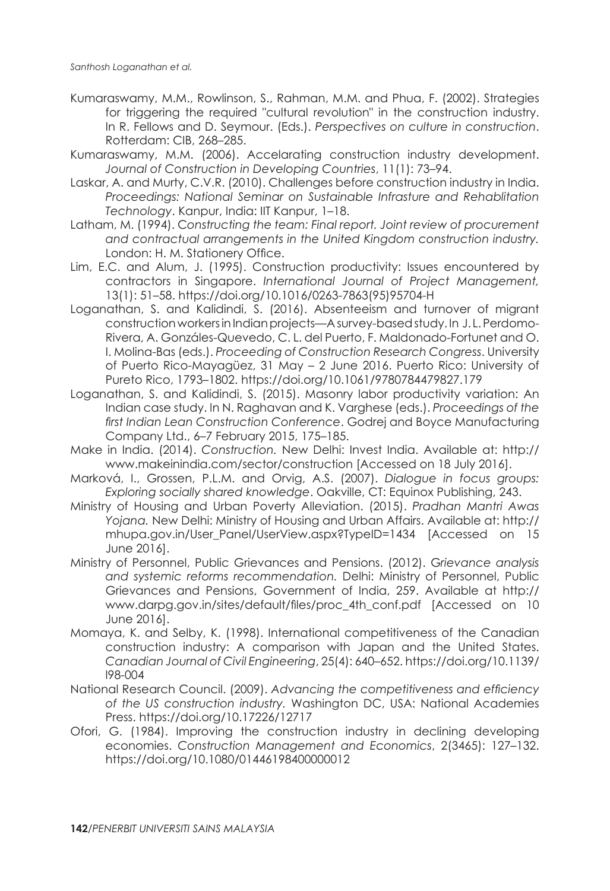Kumaraswamy, M.M., Rowlinson, S., Rahman, M.M. and Phua, F. (2002). Strategies for triggering the required "cultural revolution" in the construction industry. In R. Fellows and D. Seymour. (Eds.). *Perspectives on culture in construction*. Rotterdam: CIB, 268–285.

Kumaraswamy, M.M. (2006). Accelarating construction industry development. *Journal of Construction in Developing Countries*, 11(1): 73–94.

Laskar, A. and Murty, C.V.R. (2010). Challenges before construction industry in India. *Proceedings: National Seminar on Sustainable Infrasture and Rehablitation Technology*. Kanpur, India: IIT Kanpur, 1–18.

Latham, M. (1994). *Constructing the team: Final report. Joint review of procurement and contractual arrangements in the United Kingdom construction industry.* London: H. M. Stationery Office.

Lim, E.C. and Alum, J. (1995). Construction productivity: Issues encountered by contractors in Singapore. *International Journal of Project Management,* 13(1): 51–58. https://doi.org/10.1016/0263-7863(95)95704-H

Loganathan, S. and Kalidindi, S. (2016). Absenteeism and turnover of migrant construction workers in Indian projects—A survey-based study. In J. L. Perdomo-Rivera, A. Gonzáles-Quevedo, C. L. del Puerto, F. Maldonado-Fortunet and O. I. Molina-Bas (eds.). *Proceeding of Construction Research Congress*. University of Puerto Rico-Mayagüez, 31 May – 2 June 2016. Puerto Rico: University of Pureto Rico, 1793–1802. https://doi.org/10.1061/9780784479827.179

Loganathan, S. and Kalidindi, S. (2015). Masonry labor productivity variation: An Indian case study. In N. Raghavan and K. Varghese (eds.). *Proceedings of the first Indian Lean Construction Conference*. Godrej and Boyce Manufacturing Company Ltd., 6–7 February 2015, 175–185.

Make in India. (2014). *Construction.* New Delhi: Invest India. Available at: http://www.makeinindia.com/sector/construction [Accessed on 18 July 2016].

Marková, I., Grossen, P.L.M. and Orvig, A.S. (2007). *Dialogue in focus groups: Exploring socially shared knowledge*. Oakville, CT: Equinox Publishing, 243.

Ministry of Housing and Urban Poverty Alleviation. (2015). *Pradhan Mantri Awas Yojana.* New Delhi: Ministry of Housing and Urban Affairs. Available at: http://mhupa.gov.in/User_Panel/UserView.aspx?TypeID=1434 [Accessed on 15 June 2016].

Ministry of Personnel, Public Grievances and Pensions. (2012). *Grievance analysis and systemic reforms recommendation.* Delhi: Ministry of Personnel, Public Grievances and Pensions, Government of India, 259. Available at http://www.darpg.gov.in/sites/default/files/proc_4th_conf.pdf [Accessed on 10 June 2016].

Momaya, K. and Selby, K. (1998). International competitiveness of the Canadian construction industry: A comparison with Japan and the United States. *Canadian Journal of Civil Engineering*, 25(4): 640–652. https://doi.org/10.1139/l98-004

National Research Council. (2009). *Advancing the competitiveness and efficiency of the US construction industry.* Washington DC, USA: National Academies Press. https://doi.org/10.17226/12717

Ofori, G. (1984). Improving the construction industry in declining developing economies. *Construction Management and Economics*, 2(3465): 127–132. https://doi.org/10.1080/01446198400000012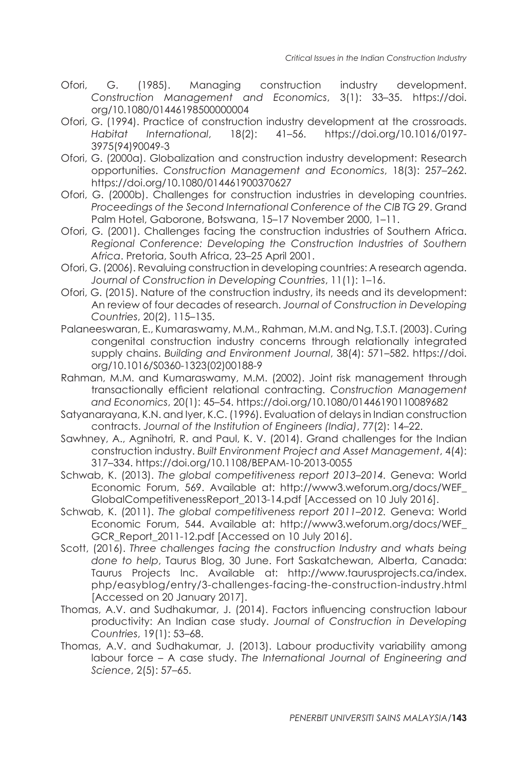Ofori, G. (1985). Managing construction industry development. *Construction Management and Economics*, 3(1): 33–35. https://doi.org/10.1080/01446198500000004

Ofori, G. (1994). Practice of construction industry development at the crossroads. *Habitat International*, 18(2): 41–56. https://doi.org/10.1016/0197-3975(94)90049-3

Ofori, G. (2000a). Globalization and construction industry development: Research opportunities. *Construction Management and Economics*, 18(3): 257–262. https://doi.org/10.1080/014461900370627

Ofori, G. (2000b). Challenges for construction industries in developing countries. *Proceedings of the Second International Conference of the CIB TG 29*. Grand Palm Hotel, Gaborone, Botswana, 15–17 November 2000, 1–11.

Ofori, G. (2001). Challenges facing the construction industries of Southern Africa. *Regional Conference: Developing the Construction Industries of Southern Africa*. Pretoria, South Africa, 23–25 April 2001.

Ofori, G. (2006). Revaluing construction in developing countries: A research agenda. *Journal of Construction in Developing Countries*, 11(1): 1–16.

Ofori, G. (2015). Nature of the construction industry, its needs and its development: An review of four decades of research. *Journal of Construction in Developing Countries*, 20(2), 115–135.

Palaneeswaran, E., Kumaraswamy, M.M., Rahman, M.M. and Ng, T.S.T. (2003). Curing congenital construction industry concerns through relationally integrated supply chains. *Building and Environment Journal*, 38(4): 571–582. https://doi.org/10.1016/S0360-1323(02)00188-9

Rahman, M.M. and Kumaraswamy, M.M. (2002). Joint risk management through transactionally efficient relational contracting. *Construction Management and Economics*, 20(1): 45–54. https://doi.org/10.1080/01446190110089682

Satyanarayana, K.N. and Iyer, K.C. (1996). Evaluation of delays in Indian construction contracts. *Journal of the Institution of Engineers (India)*, 77(2): 14–22.

Sawhney, A., Agnihotri, R. and Paul, K. V. (2014). Grand challenges for the Indian construction industry. *Built Environment Project and Asset Management*, 4(4): 317–334. https://doi.org/10.1108/BEPAM-10-2013-0055

Schwab, K. (2013). *The global competitiveness report 2013–2014.* Geneva: World Economic Forum, 569. Available at: http://www3.weforum.org/docs/WEF_GlobalCompetitivenessReport_2013-14.pdf [Accessed on 10 July 2016].

Schwab, K. (2011). *The global competitiveness report 2011–2012.* Geneva: World Economic Forum, 544. Available at: http://www3.weforum.org/docs/WEF_GCR_Report_2011-12.pdf [Accessed on 10 July 2016].

Scott, (2016). *Three challenges facing the construction Industry and whats being done to help*, Taurus Blog, 30 June. Fort Saskatchewan, Alberta, Canada: Taurus Projects Inc. Available at: http://www.taurusprojects.ca/index.php/easyblog/entry/3-challenges-facing-the-construction-industry.html [Accessed on 20 January 2017].

Thomas, A.V. and Sudhakumar, J. (2014). Factors influencing construction labour productivity: An Indian case study. *Journal of Construction in Developing Countries*, 19(1): 53–68.

Thomas, A.V. and Sudhakumar, J. (2013). Labour productivity variability among labour force – A case study. *The International Journal of Engineering and Science*, 2(5): 57–65.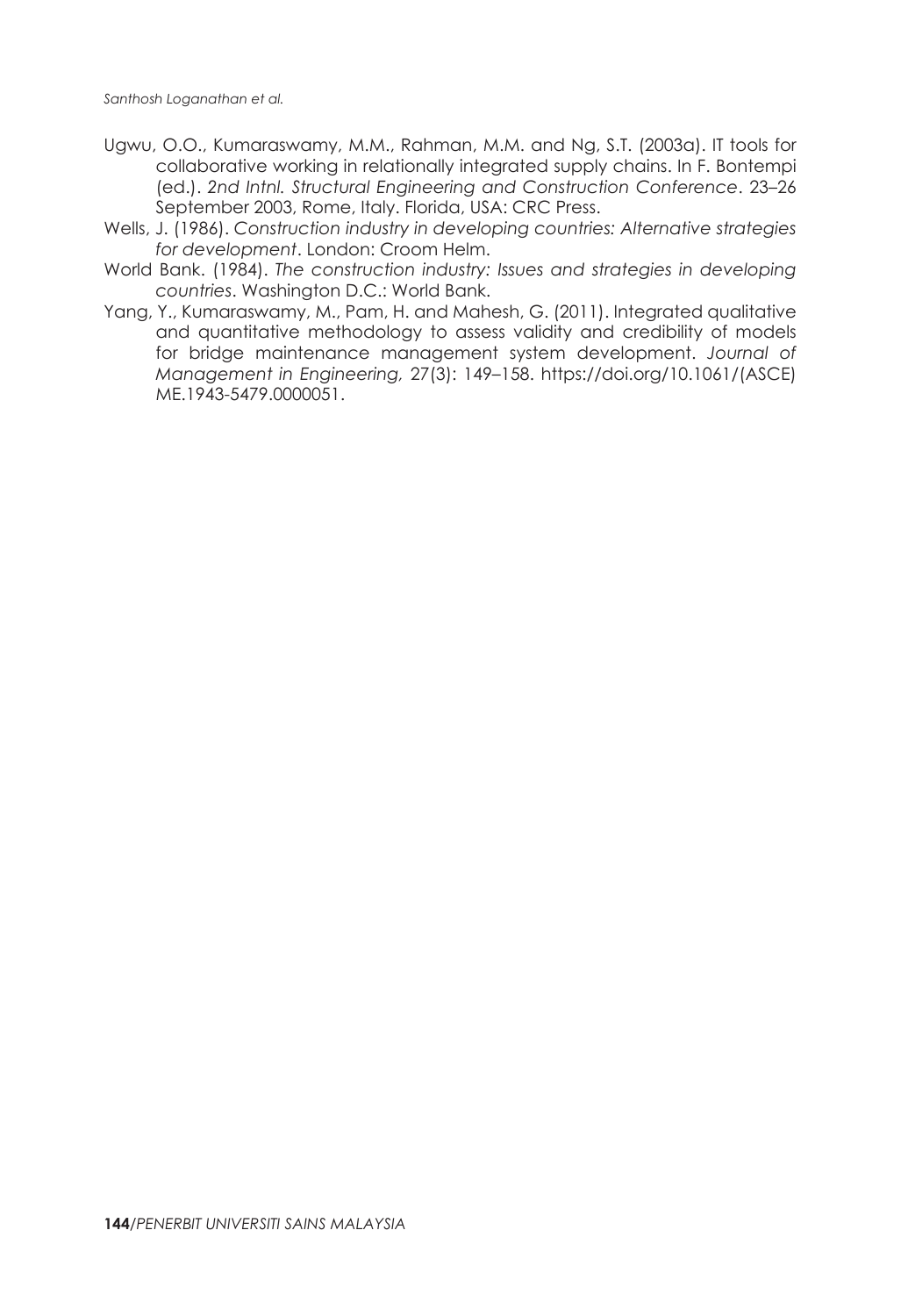Ugwu, O.O., Kumaraswamy, M.M., Rahman, M.M. and Ng, S.T. (2003a). IT tools for collaborative working in relationally integrated supply chains. In F. Bontempi (ed.). *2nd Intnl. Structural Engineering and Construction Conference*. 23–26 September 2003, Rome, Italy. Florida, USA: CRC Press.

Wells, J. (1986). *Construction industry in developing countries: Alternative strategies for development*. London: Croom Helm.

World Bank. (1984). *The construction industry: Issues and strategies in developing countries*. Washington D.C.: World Bank.

Yang, Y., Kumaraswamy, M., Pam, H. and Mahesh, G. (2011). Integrated qualitative and quantitative methodology to assess validity and credibility of models for bridge maintenance management system development. *Journal of Management in Engineering,* 27(3): 149–158. https://doi.org/10.1061/(ASCE)ME.1943-5479.0000051.